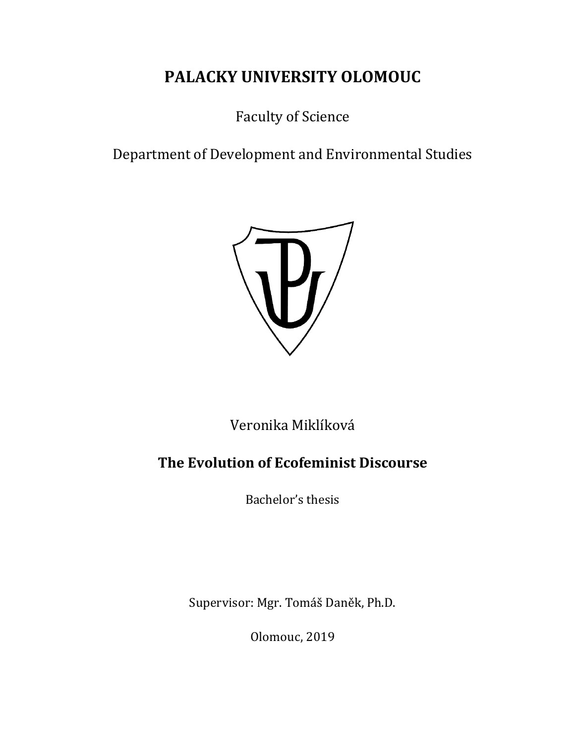# PALACKY UNIVERSITY OLOMOUC

Faculty of Science

Department of Development and Environmental Studies

Veronika Miklíková

## The Evolution of Ecofeminist Discourse

Bachelor's thesis

Supervisor: Mgr. Tomáš Daněk, Ph.D.

Olomouc, 2019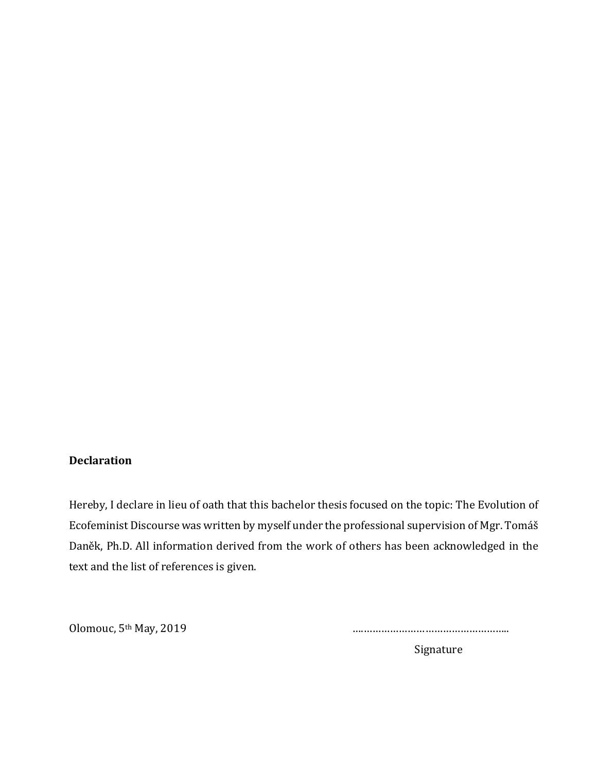**Declaration**

Hereby, I declare in lieu of oath that this bachelor thesis focused on the topic: The Evolution of Ecofeminist Discourse was written by myself under the professional supervision of Mgr. Tomáš Daněk, Ph.D. All information derived from the work of others has been acknowledged in the text and the list of references is given.

Olomouc, 5th May, 2019

……………………………………………...

Signature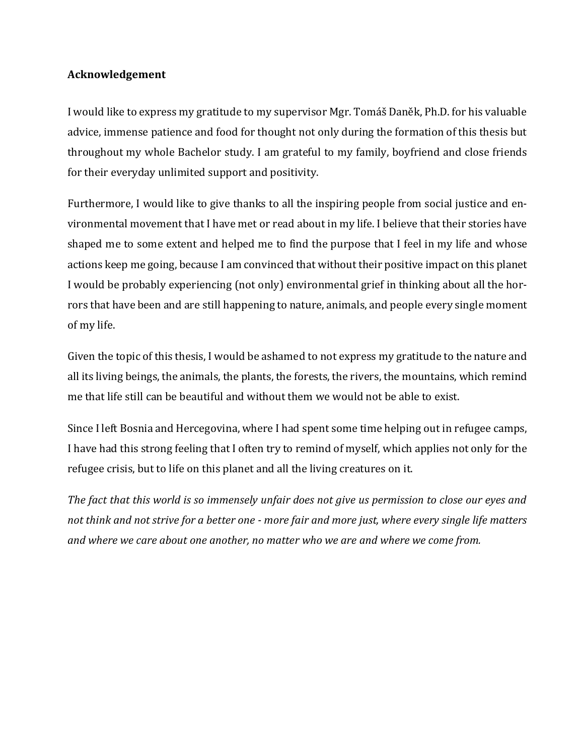### Acknowledgement

I would like to express my gratitude to my supervisor Mgr. Tomáš Daněk, Ph.D. for his valuable advice, immense patience and food for thought not only during the formation of this thesis but throughout my whole Bachelor study. I am grateful to my family, boyfriend and close friends for their everyday unlimited support and positivity.

Furthermore, I would like to give thanks to all the inspiring people from social justice and environmental movement that I have met or read about in my life. I believe that their stories have shaped me to some extent and helped me to find the purpose that I feel in my life and whose actions keep me going, because I am convinced that without their positive impact on this planet I would be probably experiencing (not only) environmental grief in thinking about all the horrors that have been and are still happening to nature, animals, and people every single moment of my life.

Given the topic of this thesis, I would be ashamed to not express my gratitude to the nature and all its living beings, the animals, the plants, the forests, the rivers, the mountains, which remind me that life still can be beautiful and without them we would not be able to exist.

Since I left Bosnia and Hercegovina, where I had spent some time helping out in refugee camps, I have had this strong feeling that I often try to remind of myself, which applies not only for the refugee crisis, but to life on this planet and all the living creatures on it.

*The fact that this world is so immensely unfair does not give us permission to close our eyes and not think and not strive for a better one - more fair and more just, where every single life matters and where we care about one another, no matter who we are and where we come from.*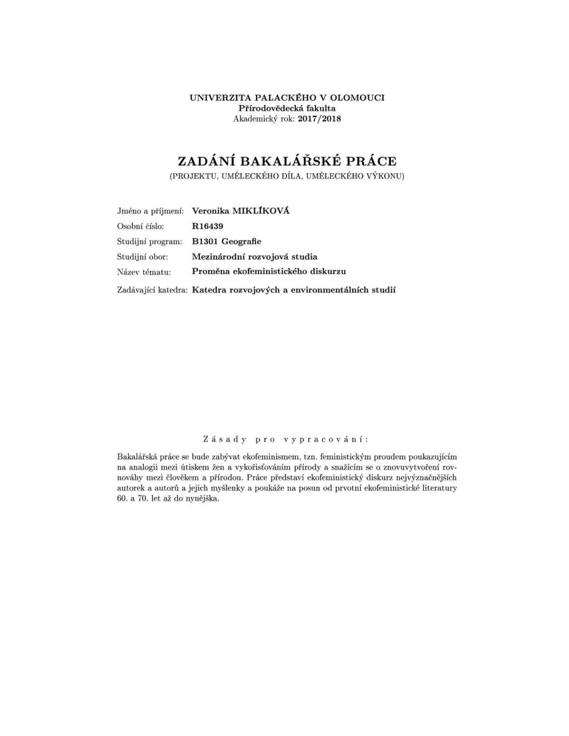**UNIVERZITA PALACKÉHO V OLOMOUCI**
**Přírodovědecká fakulta**
Akademický rok: **2017/2018**

# ZADÁNÍ BAKALÁŘSKÉ PRÁCE

(PROJEKTU, UMĚLECKÉHO DÍLA, UMĚLECKÉHO VÝKONU)

| | |
|---|---|
| Jméno a příjmení: | **Veronika MIKLÍKOVÁ** |
| Osobní číslo: | **R16439** |
| Studijní program: | **B1301 Geografie** |
| Studijní obor: | **Mezinárodní rozvojová studia** |
| Název tématu: | **Proměna ekofeministického diskurzu** |
| Zadávající katedra: | **Katedra rozvojových a environmentálních studií** |

Zásady pro vypracování:

Bakalářská práce se bude zabývat ekofeminismem, tzn. feministickým proudem poukazujícím na analogii mezi útiskem žen a vykořisťováním přírody a snažícím se o znovuvytvoření rovnováhy mezi člověkem a přírodou. Práce představí ekofeministický diskurz nejvýznačnějších autorek a autorů a jejich myšlenky a poukáže na posun od prvotní ekofeministické literatury 60. a 70. let až do nynějška.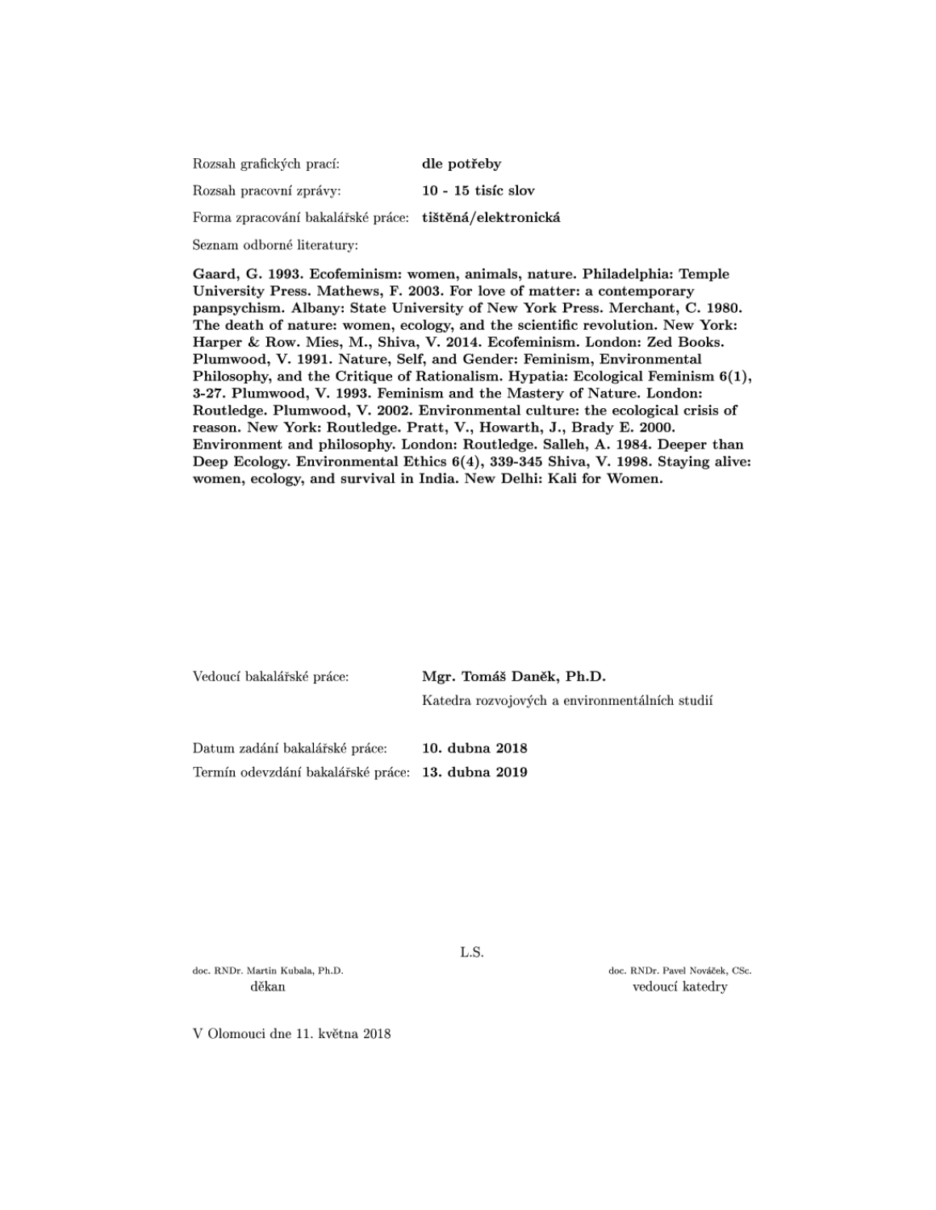Rozsah grafických prací: **dle potřeby**

Rozsah pracovní zprávy: **10 - 15 tisíc slov**

Forma zpracování bakalářské práce: **tištěná/elektronická**

Seznam odborné literatury:

**Gaard, G. 1993. Ecofeminism: women, animals, nature. Philadelphia: Temple University Press. Mathews, F. 2003. For love of matter: a contemporary panpsychism. Albany: State University of New York Press. Merchant, C. 1980. The death of nature: women, ecology, and the scientific revolution. New York: Harper & Row. Mies, M., Shiva, V. 2014. Ecofeminism. London: Zed Books. Plumwood, V. 1991. Nature, Self, and Gender: Feminism, Environmental Philosophy, and the Critique of Rationalism. Hypatia: Ecological Feminism 6(1), 3-27. Plumwood, V. 1993. Feminism and the Mastery of Nature. London: Routledge. Plumwood, V. 2002. Environmental culture: the ecological crisis of reason. New York: Routledge. Pratt, V., Howarth, J., Brady E. 2000. Environment and philosophy. London: Routledge. Salleh, A. 1984. Deeper than Deep Ecology. Environmental Ethics 6(4), 339-345 Shiva, V. 1998. Staying alive: women, ecology, and survival in India. New Delhi: Kali for Women.**

Vedoucí bakalářské práce: **Mgr. Tomáš Daněk, Ph.D.**
Katedra rozvojových a environmentálních studií

Datum zadání bakalářské práce: **10. dubna 2018**

Termín odevzdání bakalářské práce: **13. dubna 2019**

L.S.

doc. RNDr. Martin Kubala, Ph.D.
děkan

doc. RNDr. Pavel Nováček, CSc.
vedoucí katedry

V Olomouci dne 11. května 2018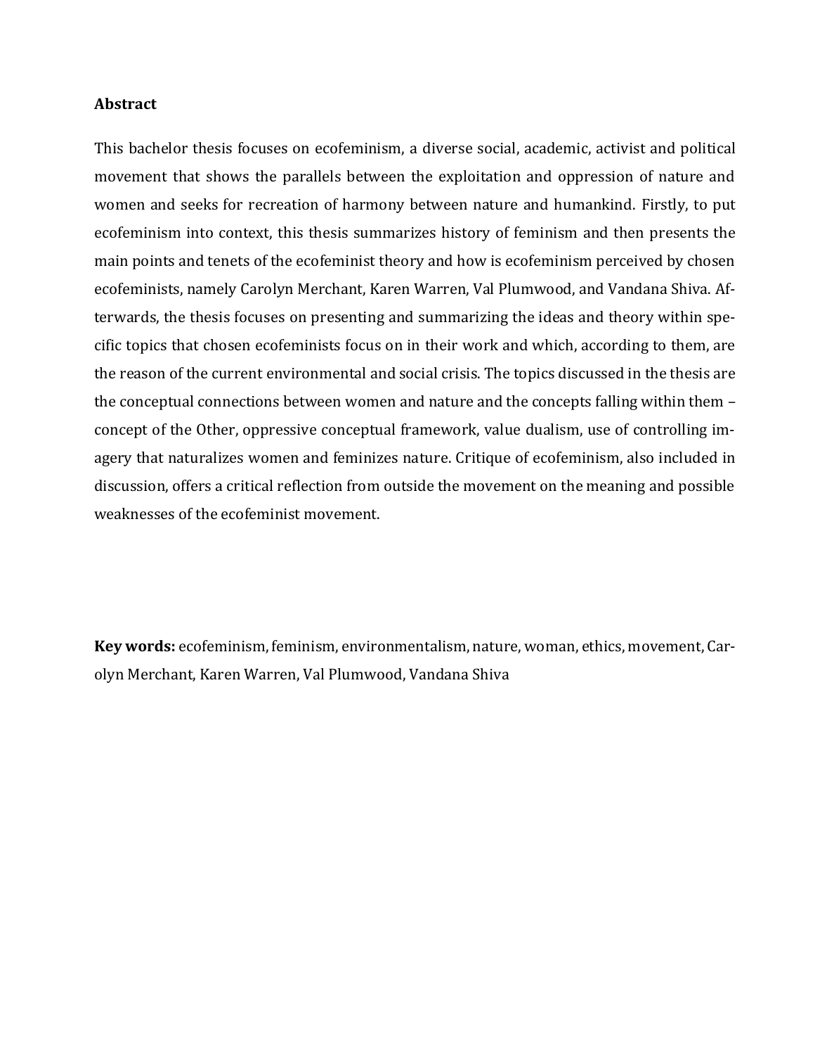**Abstract**

This bachelor thesis focuses on ecofeminism, a diverse social, academic, activist and political movement that shows the parallels between the exploitation and oppression of nature and women and seeks for recreation of harmony between nature and humankind. Firstly, to put ecofeminism into context, this thesis summarizes history of feminism and then presents the main points and tenets of the ecofeminist theory and how is ecofeminism perceived by chosen ecofeminists, namely Carolyn Merchant, Karen Warren, Val Plumwood, and Vandana Shiva. Afterwards, the thesis focuses on presenting and summarizing the ideas and theory within specific topics that chosen ecofeminists focus on in their work and which, according to them, are the reason of the current environmental and social crisis. The topics discussed in the thesis are the conceptual connections between women and nature and the concepts falling within them – concept of the Other, oppressive conceptual framework, value dualism, use of controlling imagery that naturalizes women and feminizes nature. Critique of ecofeminism, also included in discussion, offers a critical reflection from outside the movement on the meaning and possible weaknesses of the ecofeminist movement.

**Key words:** ecofeminism, feminism, environmentalism, nature, woman, ethics, movement, Carolyn Merchant, Karen Warren, Val Plumwood, Vandana Shiva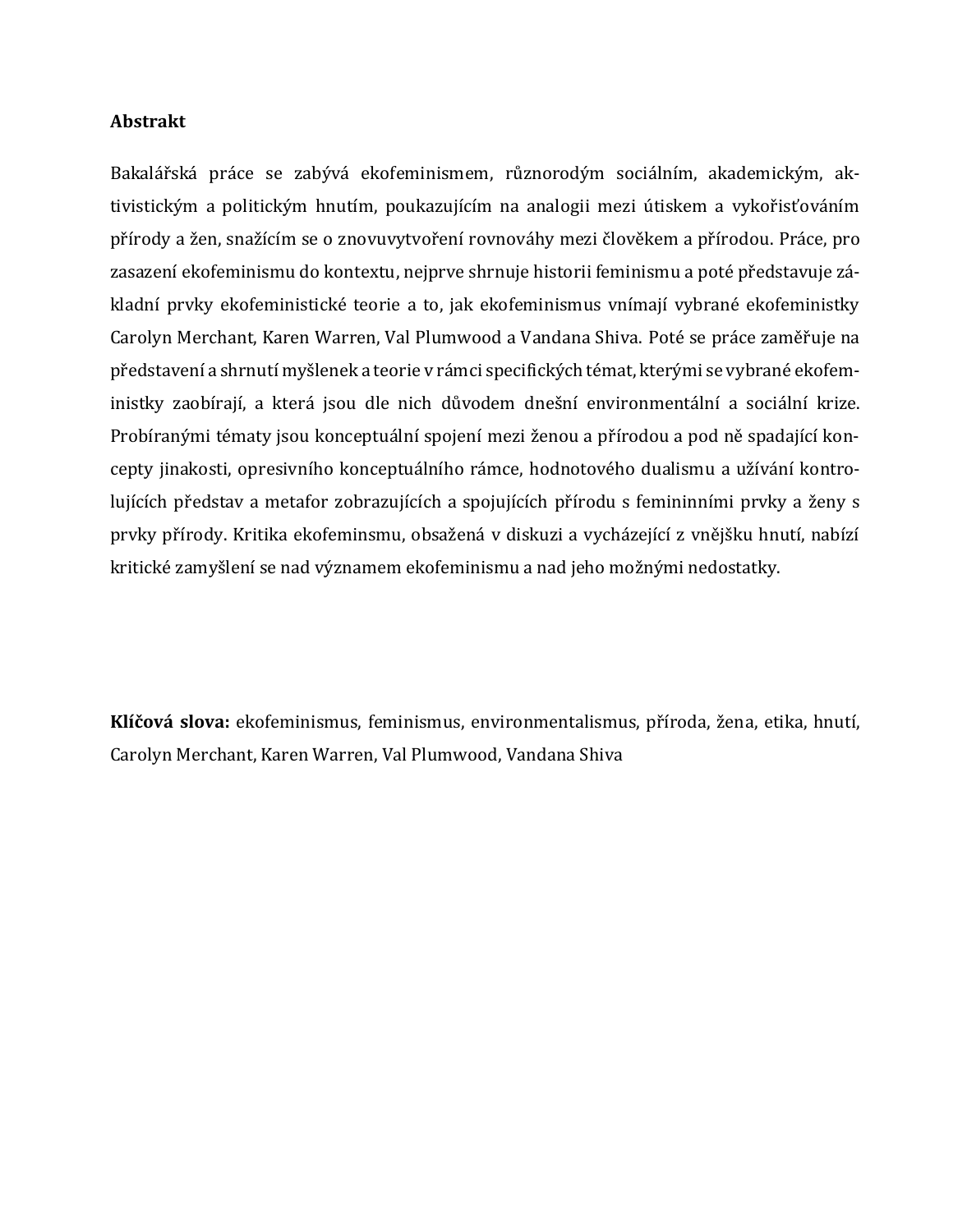**Abstrakt**

Bakalářská práce se zabývá ekofeminismem, různorodým sociálním, akademickým, aktivistickým a politickým hnutím, poukazujícím na analogii mezi útiskem a vykořisťováním přírody a žen, snažícím se o znovuvytvoření rovnováhy mezi člověkem a přírodou. Práce, pro zasazení ekofeminismu do kontextu, nejprve shrnuje historii feminismu a poté představuje základní prvky ekofeministické teorie a to, jak ekofeminismus vnímají vybrané ekofeministky Carolyn Merchant, Karen Warren, Val Plumwood a Vandana Shiva. Poté se práce zaměřuje na představení a shrnutí myšlenek a teorie v rámci specifických témat, kterými se vybrané ekofeministky zaobírají, a která jsou dle nich důvodem dnešní environmentální a sociální krize. Probíranými tématy jsou konceptuální spojení mezi ženou a přírodou a pod ně spadající koncepty jinakosti, opresivního konceptuálního rámce, hodnotového dualismu a užívání kontrolujících představ a metafor zobrazujících a spojujících přírodu s femininními prvky a ženy s prvky přírody. Kritika ekofeminsmu, obsažená v diskuzi a vycházející z vnějšku hnutí, nabízí kritické zamyšlení se nad významem ekofeminismu a nad jeho možnými nedostatky.

**Klíčová slova:** ekofeminismus, feminismus, environmentalismus, příroda, žena, etika, hnutí, Carolyn Merchant, Karen Warren, Val Plumwood, Vandana Shiva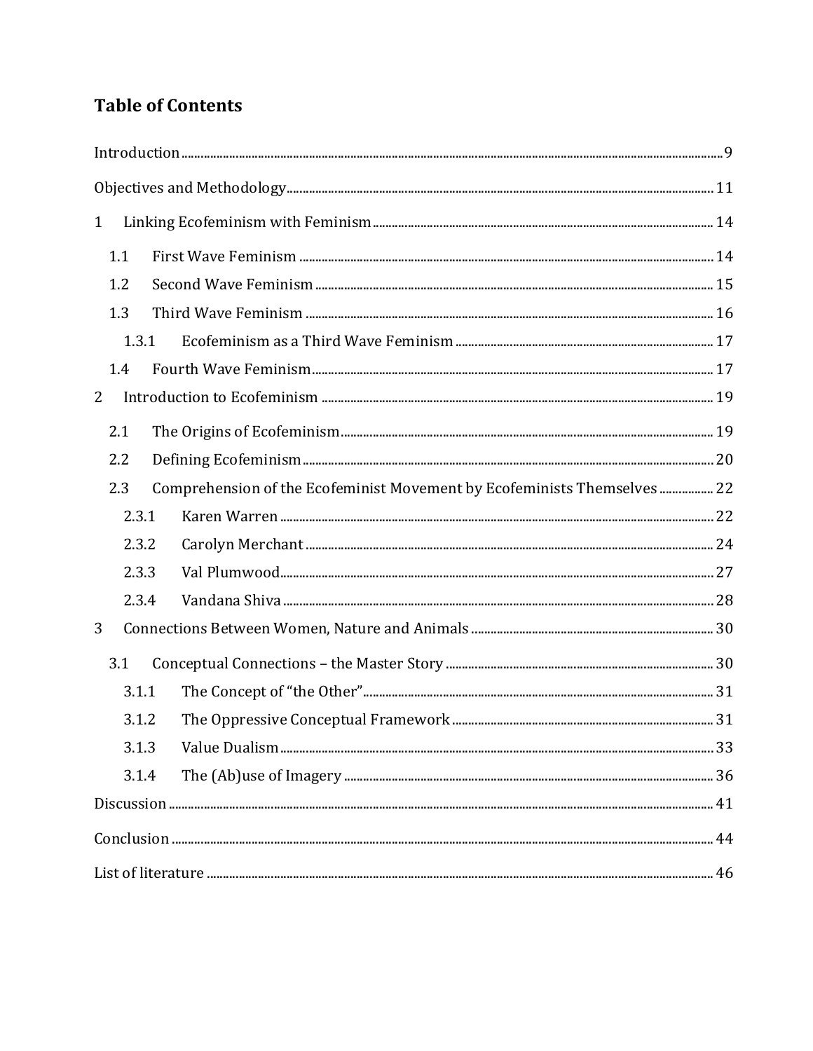# Table of Contents

Introduction ..... 9

Objectives and Methodology ..... 11

1 Linking Ecofeminism with Feminism ..... 14

- 1.1 First Wave Feminism ..... 14
- 1.2 Second Wave Feminism ..... 15
- 1.3 Third Wave Feminism ..... 16
  - 1.3.1 Ecofeminism as a Third Wave Feminism ..... 17
- 1.4 Fourth Wave Feminism ..... 17

2 Introduction to Ecofeminism ..... 19

- 2.1 The Origins of Ecofeminism ..... 19
- 2.2 Defining Ecofeminism ..... 20
- 2.3 Comprehension of the Ecofeminist Movement by Ecofeminists Themselves ..... 22
  - 2.3.1 Karen Warren ..... 22
  - 2.3.2 Carolyn Merchant ..... 24
  - 2.3.3 Val Plumwood ..... 27
  - 2.3.4 Vandana Shiva ..... 28

3 Connections Between Women, Nature and Animals ..... 30

- 3.1 Conceptual Connections – the Master Story ..... 30
  - 3.1.1 The Concept of "the Other" ..... 31
  - 3.1.2 The Oppressive Conceptual Framework ..... 31
  - 3.1.3 Value Dualism ..... 33
  - 3.1.4 The (Ab)use of Imagery ..... 36

Discussion ..... 41

Conclusion ..... 44

List of literature ..... 46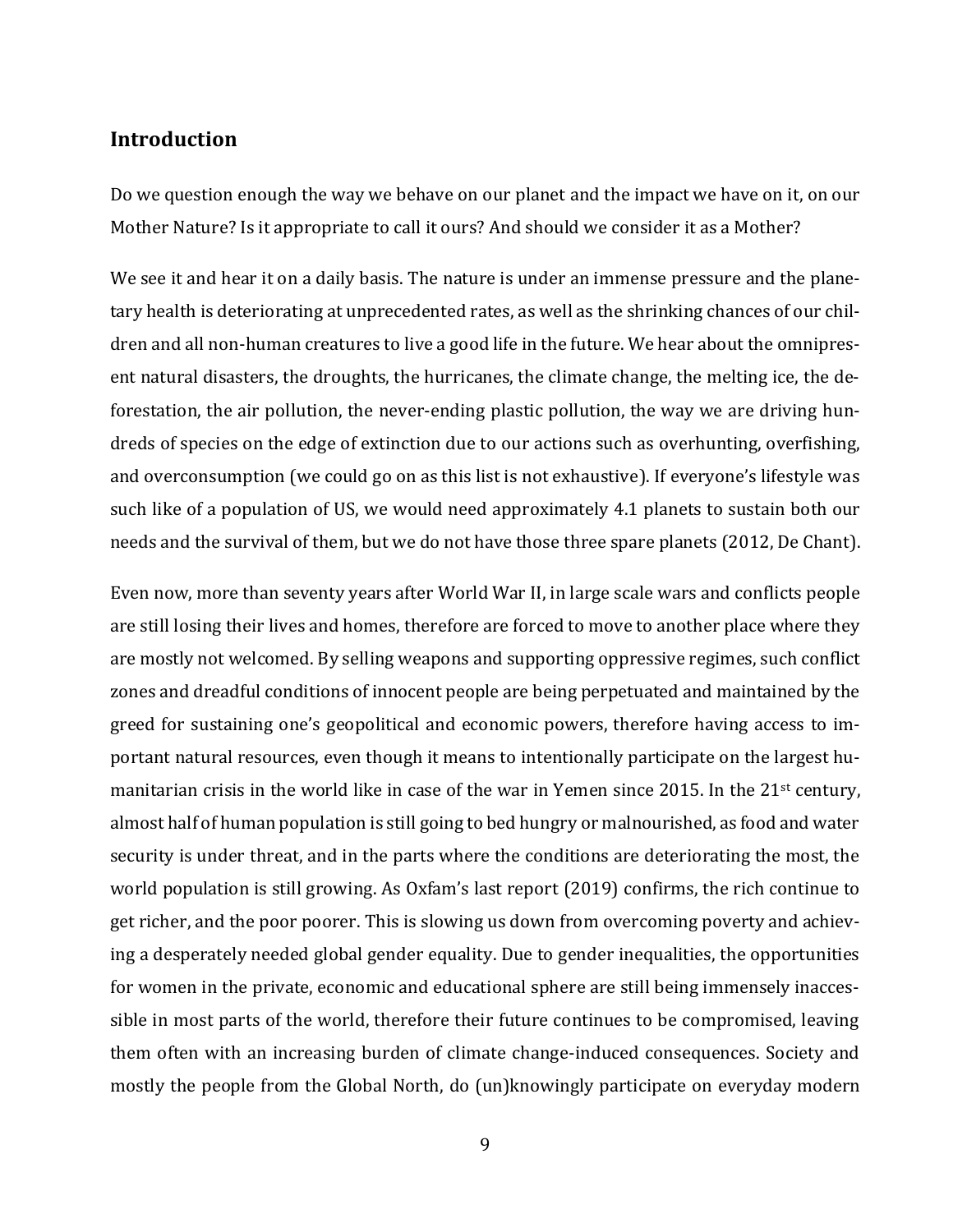## Introduction

Do we question enough the way we behave on our planet and the impact we have on it, on our Mother Nature? Is it appropriate to call it ours? And should we consider it as a Mother?

We see it and hear it on a daily basis. The nature is under an immense pressure and the planetary health is deteriorating at unprecedented rates, as well as the shrinking chances of our children and all non-human creatures to live a good life in the future. We hear about the omnipresent natural disasters, the droughts, the hurricanes, the climate change, the melting ice, the deforestation, the air pollution, the never-ending plastic pollution, the way we are driving hundreds of species on the edge of extinction due to our actions such as overhunting, overfishing, and overconsumption (we could go on as this list is not exhaustive). If everyone's lifestyle was such like of a population of US, we would need approximately 4.1 planets to sustain both our needs and the survival of them, but we do not have those three spare planets (2012, De Chant).

Even now, more than seventy years after World War II, in large scale wars and conflicts people are still losing their lives and homes, therefore are forced to move to another place where they are mostly not welcomed. By selling weapons and supporting oppressive regimes, such conflict zones and dreadful conditions of innocent people are being perpetuated and maintained by the greed for sustaining one's geopolitical and economic powers, therefore having access to important natural resources, even though it means to intentionally participate on the largest humanitarian crisis in the world like in case of the war in Yemen since 2015. In the 21st century, almost half of human population is still going to bed hungry or malnourished, as food and water security is under threat, and in the parts where the conditions are deteriorating the most, the world population is still growing. As Oxfam's last report (2019) confirms, the rich continue to get richer, and the poor poorer. This is slowing us down from overcoming poverty and achieving a desperately needed global gender equality. Due to gender inequalities, the opportunities for women in the private, economic and educational sphere are still being immensely inaccessible in most parts of the world, therefore their future continues to be compromised, leaving them often with an increasing burden of climate change-induced consequences. Society and mostly the people from the Global North, do (un)knowingly participate on everyday modern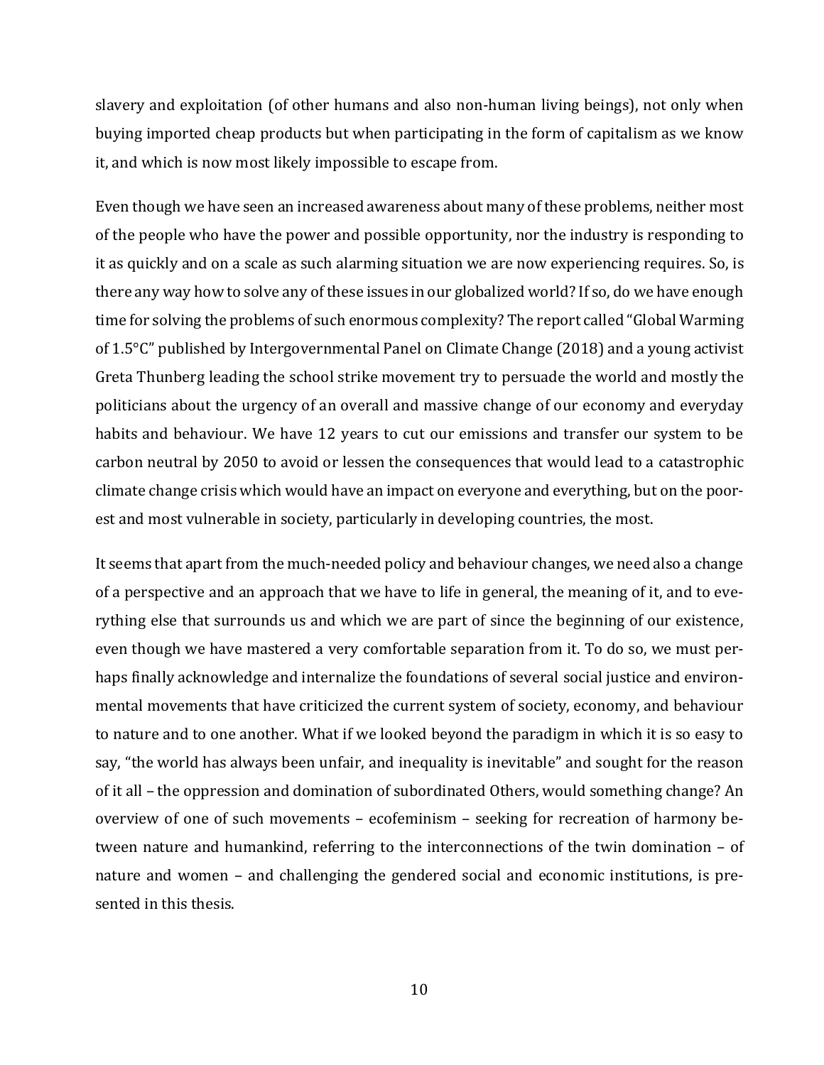slavery and exploitation (of other humans and also non-human living beings), not only when buying imported cheap products but when participating in the form of capitalism as we know it, and which is now most likely impossible to escape from.

Even though we have seen an increased awareness about many of these problems, neither most of the people who have the power and possible opportunity, nor the industry is responding to it as quickly and on a scale as such alarming situation we are now experiencing requires. So, is there any way how to solve any of these issues in our globalized world? If so, do we have enough time for solving the problems of such enormous complexity? The report called "Global Warming of 1.5°C" published by Intergovernmental Panel on Climate Change (2018) and a young activist Greta Thunberg leading the school strike movement try to persuade the world and mostly the politicians about the urgency of an overall and massive change of our economy and everyday habits and behaviour. We have 12 years to cut our emissions and transfer our system to be carbon neutral by 2050 to avoid or lessen the consequences that would lead to a catastrophic climate change crisis which would have an impact on everyone and everything, but on the poorest and most vulnerable in society, particularly in developing countries, the most.

It seems that apart from the much-needed policy and behaviour changes, we need also a change of a perspective and an approach that we have to life in general, the meaning of it, and to everything else that surrounds us and which we are part of since the beginning of our existence, even though we have mastered a very comfortable separation from it. To do so, we must perhaps finally acknowledge and internalize the foundations of several social justice and environmental movements that have criticized the current system of society, economy, and behaviour to nature and to one another. What if we looked beyond the paradigm in which it is so easy to say, "the world has always been unfair, and inequality is inevitable" and sought for the reason of it all – the oppression and domination of subordinated Others, would something change? An overview of one of such movements – ecofeminism – seeking for recreation of harmony between nature and humankind, referring to the interconnections of the twin domination – of nature and women – and challenging the gendered social and economic institutions, is presented in this thesis.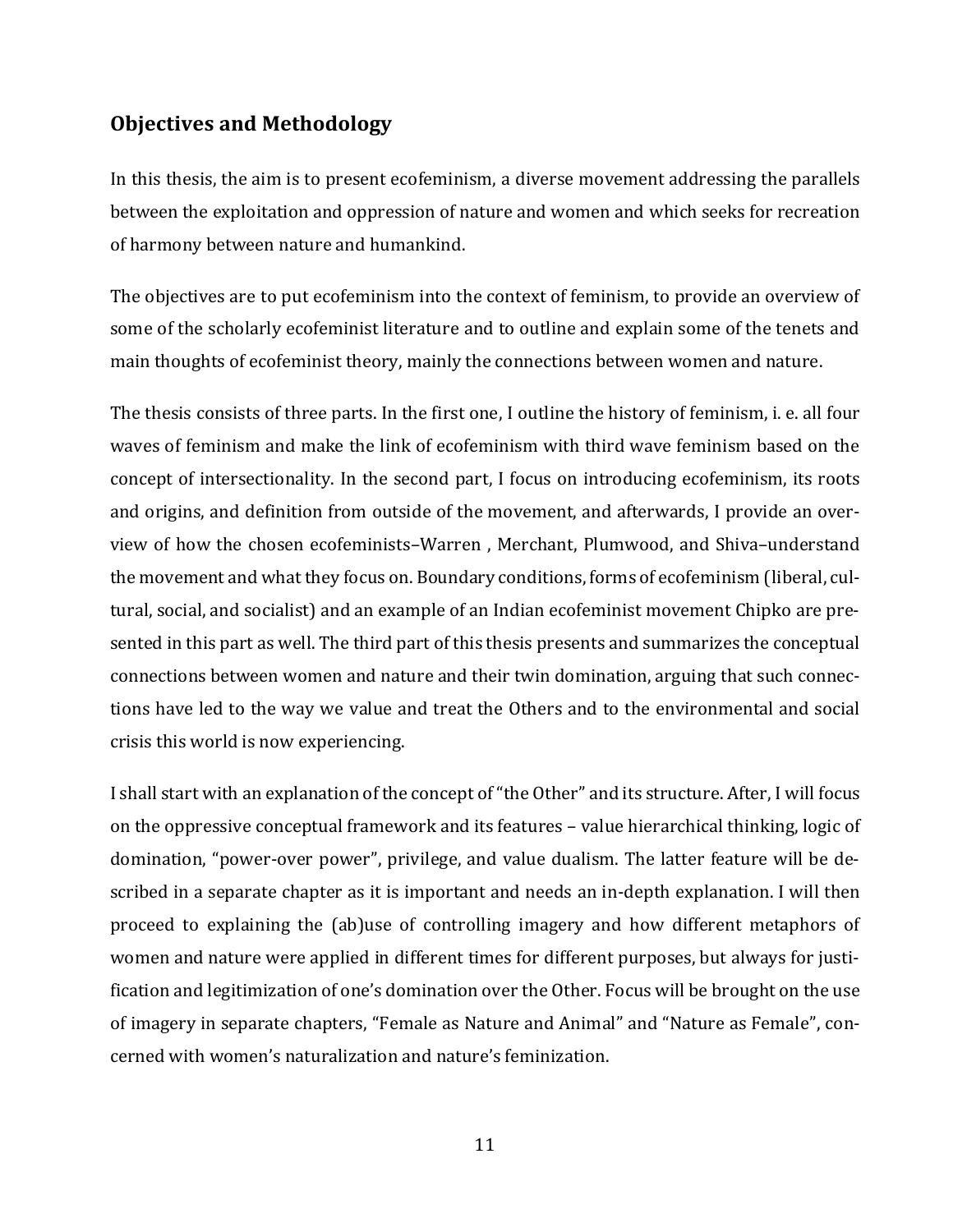## Objectives and Methodology

In this thesis, the aim is to present ecofeminism, a diverse movement addressing the parallels between the exploitation and oppression of nature and women and which seeks for recreation of harmony between nature and humankind.

The objectives are to put ecofeminism into the context of feminism, to provide an overview of some of the scholarly ecofeminist literature and to outline and explain some of the tenets and main thoughts of ecofeminist theory, mainly the connections between women and nature.

The thesis consists of three parts. In the first one, I outline the history of feminism, i. e. all four waves of feminism and make the link of ecofeminism with third wave feminism based on the concept of intersectionality. In the second part, I focus on introducing ecofeminism, its roots and origins, and definition from outside of the movement, and afterwards, I provide an overview of how the chosen ecofeminists–Warren , Merchant, Plumwood, and Shiva–understand the movement and what they focus on. Boundary conditions, forms of ecofeminism (liberal, cultural, social, and socialist) and an example of an Indian ecofeminist movement Chipko are presented in this part as well. The third part of this thesis presents and summarizes the conceptual connections between women and nature and their twin domination, arguing that such connections have led to the way we value and treat the Others and to the environmental and social crisis this world is now experiencing.

I shall start with an explanation of the concept of "the Other" and its structure. After, I will focus on the oppressive conceptual framework and its features – value hierarchical thinking, logic of domination, "power-over power", privilege, and value dualism. The latter feature will be described in a separate chapter as it is important and needs an in-depth explanation. I will then proceed to explaining the (ab)use of controlling imagery and how different metaphors of women and nature were applied in different times for different purposes, but always for justification and legitimization of one's domination over the Other. Focus will be brought on the use of imagery in separate chapters, "Female as Nature and Animal" and "Nature as Female", concerned with women's naturalization and nature's feminization.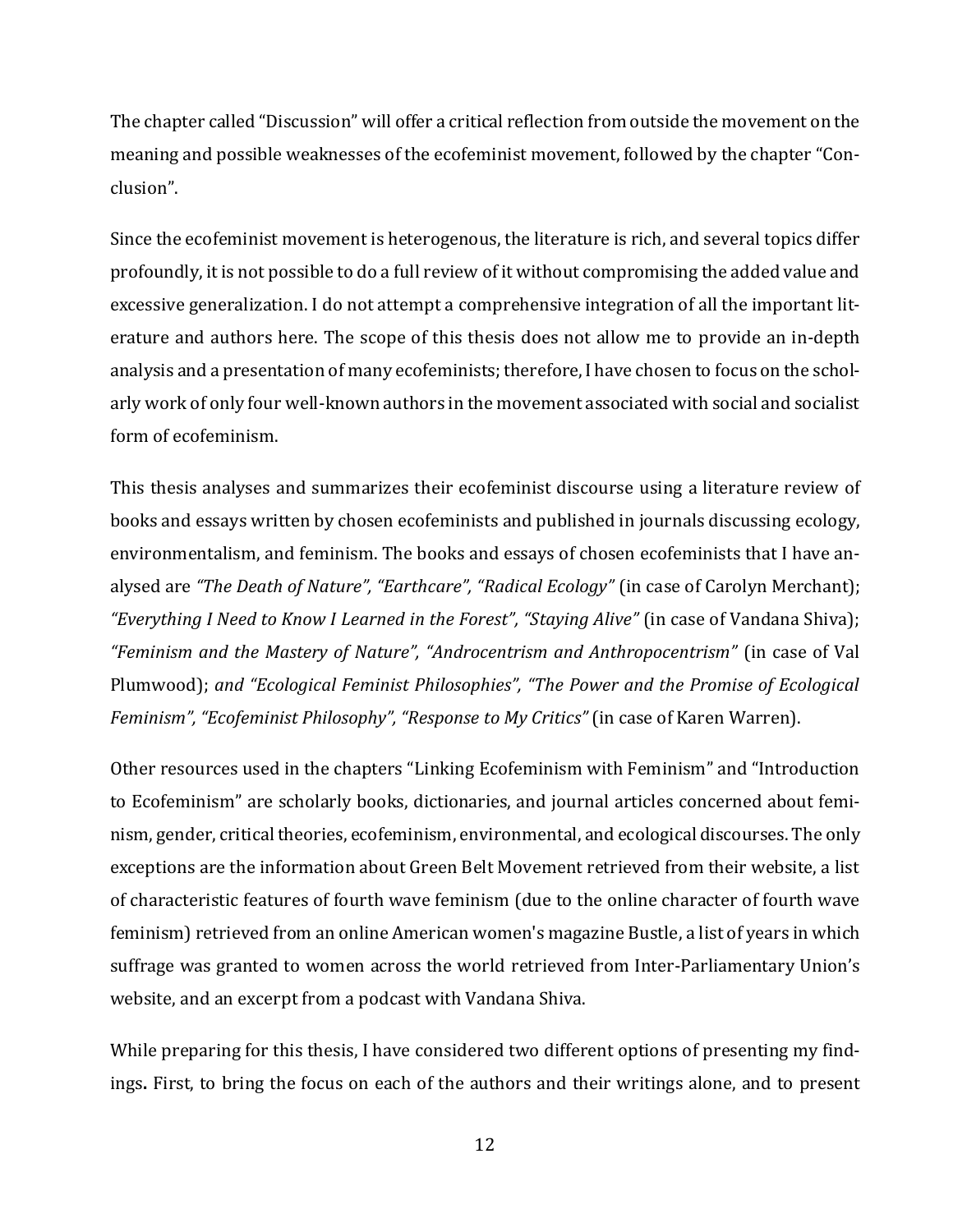The chapter called "Discussion" will offer a critical reflection from outside the movement on the meaning and possible weaknesses of the ecofeminist movement, followed by the chapter "Conclusion".

Since the ecofeminist movement is heterogenous, the literature is rich, and several topics differ profoundly, it is not possible to do a full review of it without compromising the added value and excessive generalization. I do not attempt a comprehensive integration of all the important literature and authors here. The scope of this thesis does not allow me to provide an in-depth analysis and a presentation of many ecofeminists; therefore, I have chosen to focus on the scholarly work of only four well-known authors in the movement associated with social and socialist form of ecofeminism.

This thesis analyses and summarizes their ecofeminist discourse using a literature review of books and essays written by chosen ecofeminists and published in journals discussing ecology, environmentalism, and feminism. The books and essays of chosen ecofeminists that I have analysed are *"The Death of Nature", "Earthcare", "Radical Ecology"* (in case of Carolyn Merchant); *"Everything I Need to Know I Learned in the Forest", "Staying Alive"* (in case of Vandana Shiva); *"Feminism and the Mastery of Nature", "Androcentrism and Anthropocentrism"* (in case of Val Plumwood); *and "Ecological Feminist Philosophies", "The Power and the Promise of Ecological Feminism", "Ecofeminist Philosophy", "Response to My Critics"* (in case of Karen Warren).

Other resources used in the chapters "Linking Ecofeminism with Feminism" and "Introduction to Ecofeminism" are scholarly books, dictionaries, and journal articles concerned about feminism, gender, critical theories, ecofeminism, environmental, and ecological discourses. The only exceptions are the information about Green Belt Movement retrieved from their website, a list of characteristic features of fourth wave feminism (due to the online character of fourth wave feminism) retrieved from an online American women's magazine Bustle, a list of years in which suffrage was granted to women across the world retrieved from Inter-Parliamentary Union's website, and an excerpt from a podcast with Vandana Shiva.

While preparing for this thesis, I have considered two different options of presenting my findings**.** First, to bring the focus on each of the authors and their writings alone, and to present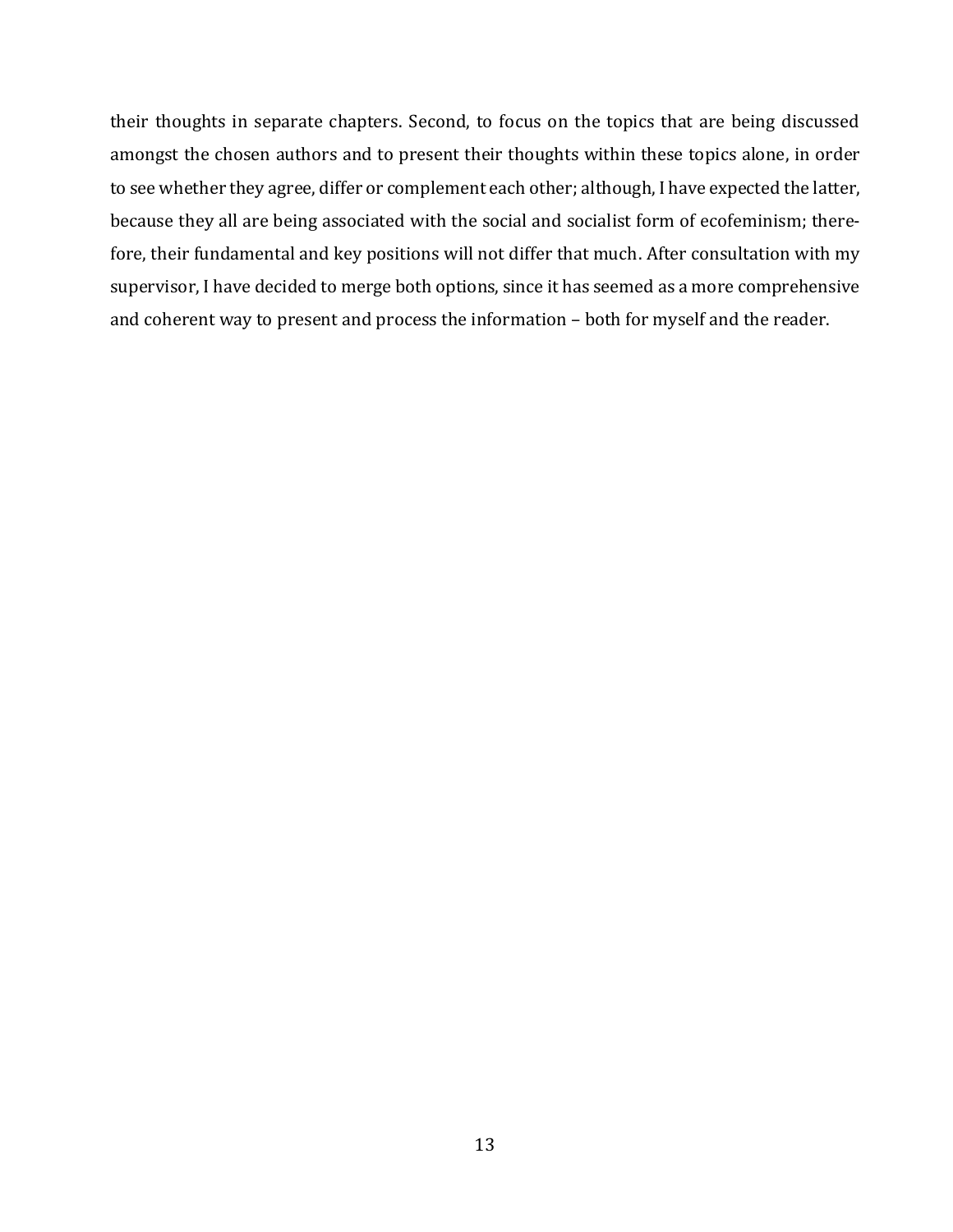their thoughts in separate chapters. Second, to focus on the topics that are being discussed amongst the chosen authors and to present their thoughts within these topics alone, in order to see whether they agree, differ or complement each other; although, I have expected the latter, because they all are being associated with the social and socialist form of ecofeminism; therefore, their fundamental and key positions will not differ that much. After consultation with my supervisor, I have decided to merge both options, since it has seemed as a more comprehensive and coherent way to present and process the information – both for myself and the reader.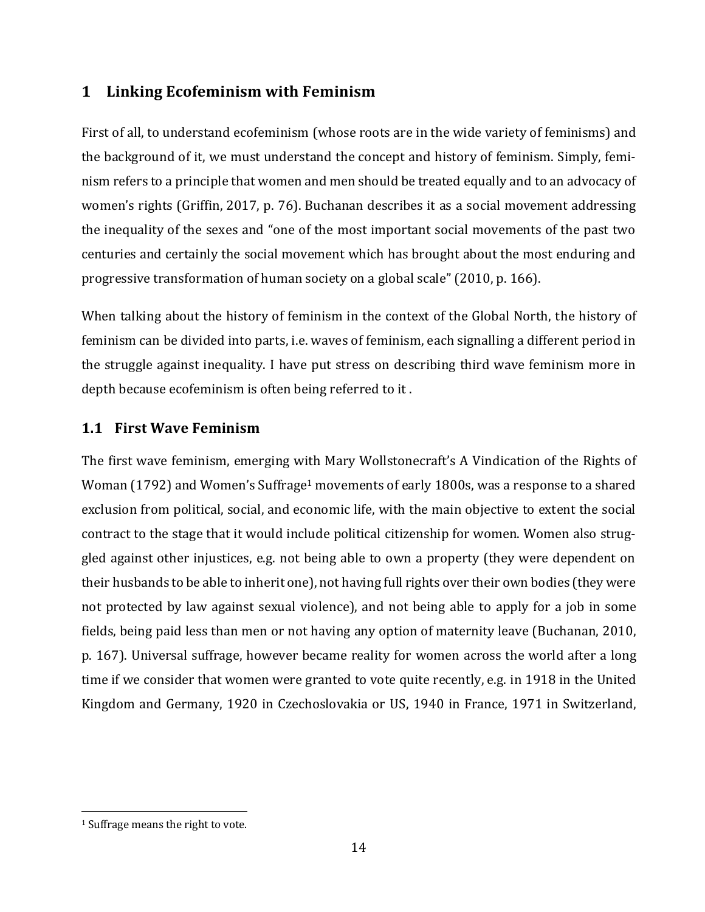# 1 Linking Ecofeminism with Feminism

First of all, to understand ecofeminism (whose roots are in the wide variety of feminisms) and the background of it, we must understand the concept and history of feminism. Simply, feminism refers to a principle that women and men should be treated equally and to an advocacy of women's rights (Griffin, 2017, p. 76). Buchanan describes it as a social movement addressing the inequality of the sexes and "one of the most important social movements of the past two centuries and certainly the social movement which has brought about the most enduring and progressive transformation of human society on a global scale" (2010, p. 166).

When talking about the history of feminism in the context of the Global North, the history of feminism can be divided into parts, i.e. waves of feminism, each signalling a different period in the struggle against inequality. I have put stress on describing third wave feminism more in depth because ecofeminism is often being referred to it .

## 1.1 First Wave Feminism

The first wave feminism, emerging with Mary Wollstonecraft's A Vindication of the Rights of Woman (1792) and Women's Suffrage[1] movements of early 1800s, was a response to a shared exclusion from political, social, and economic life, with the main objective to extent the social contract to the stage that it would include political citizenship for women. Women also struggled against other injustices, e.g. not being able to own a property (they were dependent on their husbands to be able to inherit one), not having full rights over their own bodies (they were not protected by law against sexual violence), and not being able to apply for a job in some fields, being paid less than men or not having any option of maternity leave (Buchanan, 2010, p. 167). Universal suffrage, however became reality for women across the world after a long time if we consider that women were granted to vote quite recently, e.g. in 1918 in the United Kingdom and Germany, 1920 in Czechoslovakia or US, 1940 in France, 1971 in Switzerland,

[1] Suffrage means the right to vote.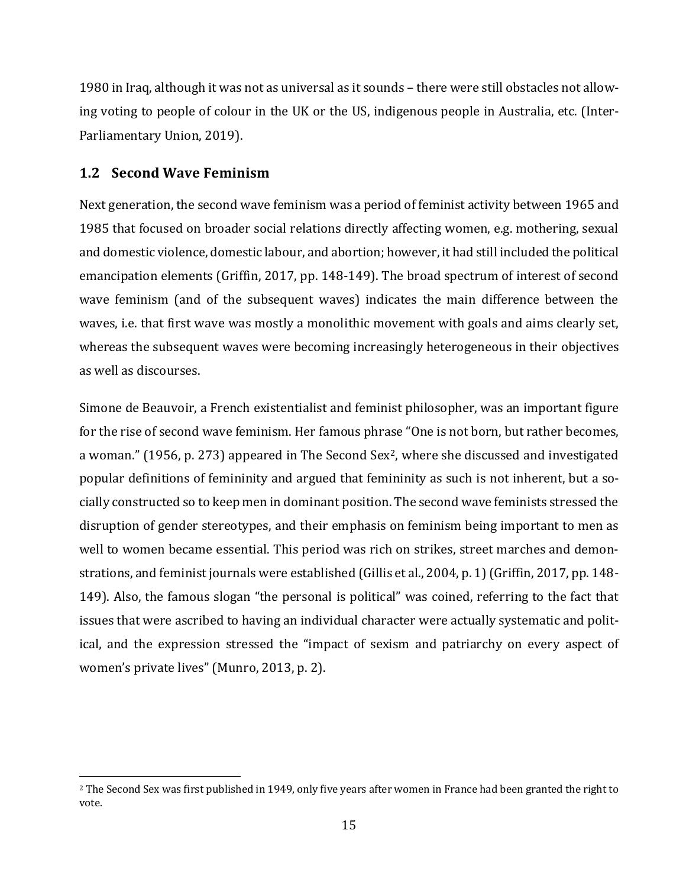1980 in Iraq, although it was not as universal as it sounds – there were still obstacles not allowing voting to people of colour in the UK or the US, indigenous people in Australia, etc. (Inter-Parliamentary Union, 2019).

## 1.2 Second Wave Feminism

Next generation, the second wave feminism was a period of feminist activity between 1965 and 1985 that focused on broader social relations directly affecting women, e.g. mothering, sexual and domestic violence, domestic labour, and abortion; however, it had still included the political emancipation elements (Griffin, 2017, pp. 148-149). The broad spectrum of interest of second wave feminism (and of the subsequent waves) indicates the main difference between the waves, i.e. that first wave was mostly a monolithic movement with goals and aims clearly set, whereas the subsequent waves were becoming increasingly heterogeneous in their objectives as well as discourses.

Simone de Beauvoir, a French existentialist and feminist philosopher, was an important figure for the rise of second wave feminism. Her famous phrase "One is not born, but rather becomes, a woman." (1956, p. 273) appeared in The Second Sex[2], where she discussed and investigated popular definitions of femininity and argued that femininity as such is not inherent, but a socially constructed so to keep men in dominant position. The second wave feminists stressed the disruption of gender stereotypes, and their emphasis on feminism being important to men as well to women became essential. This period was rich on strikes, street marches and demonstrations, and feminist journals were established (Gillis et al., 2004, p. 1) (Griffin, 2017, pp. 148-149). Also, the famous slogan "the personal is political" was coined, referring to the fact that issues that were ascribed to having an individual character were actually systematic and political, and the expression stressed the "impact of sexism and patriarchy on every aspect of women's private lives" (Munro, 2013, p. 2).

[2] The Second Sex was first published in 1949, only five years after women in France had been granted the right to vote.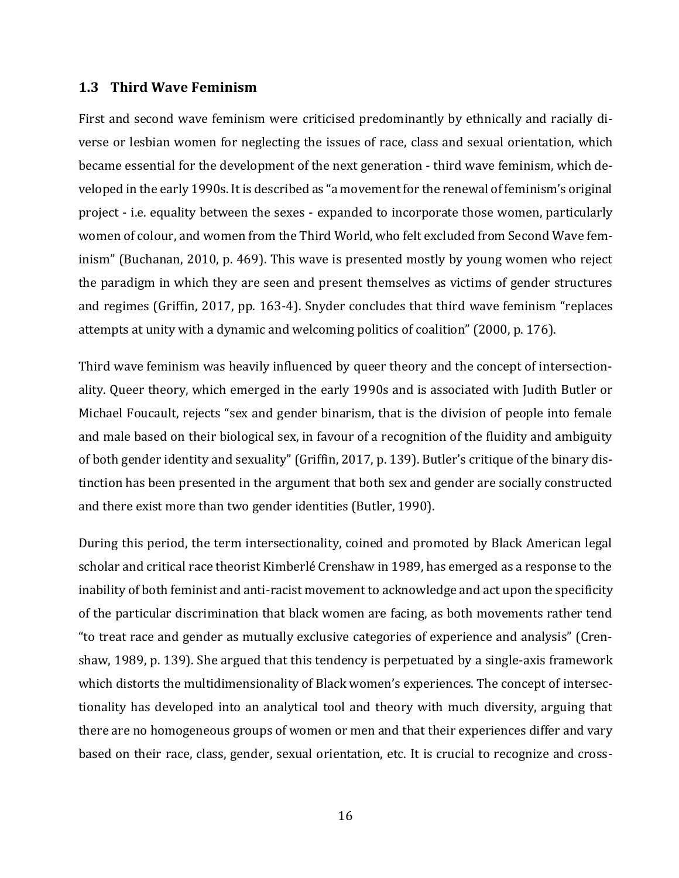## 1.3 Third Wave Feminism

First and second wave feminism were criticised predominantly by ethnically and racially diverse or lesbian women for neglecting the issues of race, class and sexual orientation, which became essential for the development of the next generation - third wave feminism, which developed in the early 1990s. It is described as "a movement for the renewal of feminism's original project - i.e. equality between the sexes - expanded to incorporate those women, particularly women of colour, and women from the Third World, who felt excluded from Second Wave feminism" (Buchanan, 2010, p. 469). This wave is presented mostly by young women who reject the paradigm in which they are seen and present themselves as victims of gender structures and regimes (Griffin, 2017, pp. 163-4). Snyder concludes that third wave feminism "replaces attempts at unity with a dynamic and welcoming politics of coalition" (2000, p. 176).

Third wave feminism was heavily influenced by queer theory and the concept of intersectionality. Queer theory, which emerged in the early 1990s and is associated with Judith Butler or Michael Foucault, rejects "sex and gender binarism, that is the division of people into female and male based on their biological sex, in favour of a recognition of the fluidity and ambiguity of both gender identity and sexuality" (Griffin, 2017, p. 139). Butler's critique of the binary distinction has been presented in the argument that both sex and gender are socially constructed and there exist more than two gender identities (Butler, 1990).

During this period, the term intersectionality, coined and promoted by Black American legal scholar and critical race theorist Kimberlé Crenshaw in 1989, has emerged as a response to the inability of both feminist and anti-racist movement to acknowledge and act upon the specificity of the particular discrimination that black women are facing, as both movements rather tend "to treat race and gender as mutually exclusive categories of experience and analysis" (Crenshaw, 1989, p. 139). She argued that this tendency is perpetuated by a single-axis framework which distorts the multidimensionality of Black women's experiences. The concept of intersectionality has developed into an analytical tool and theory with much diversity, arguing that there are no homogeneous groups of women or men and that their experiences differ and vary based on their race, class, gender, sexual orientation, etc. It is crucial to recognize and cross-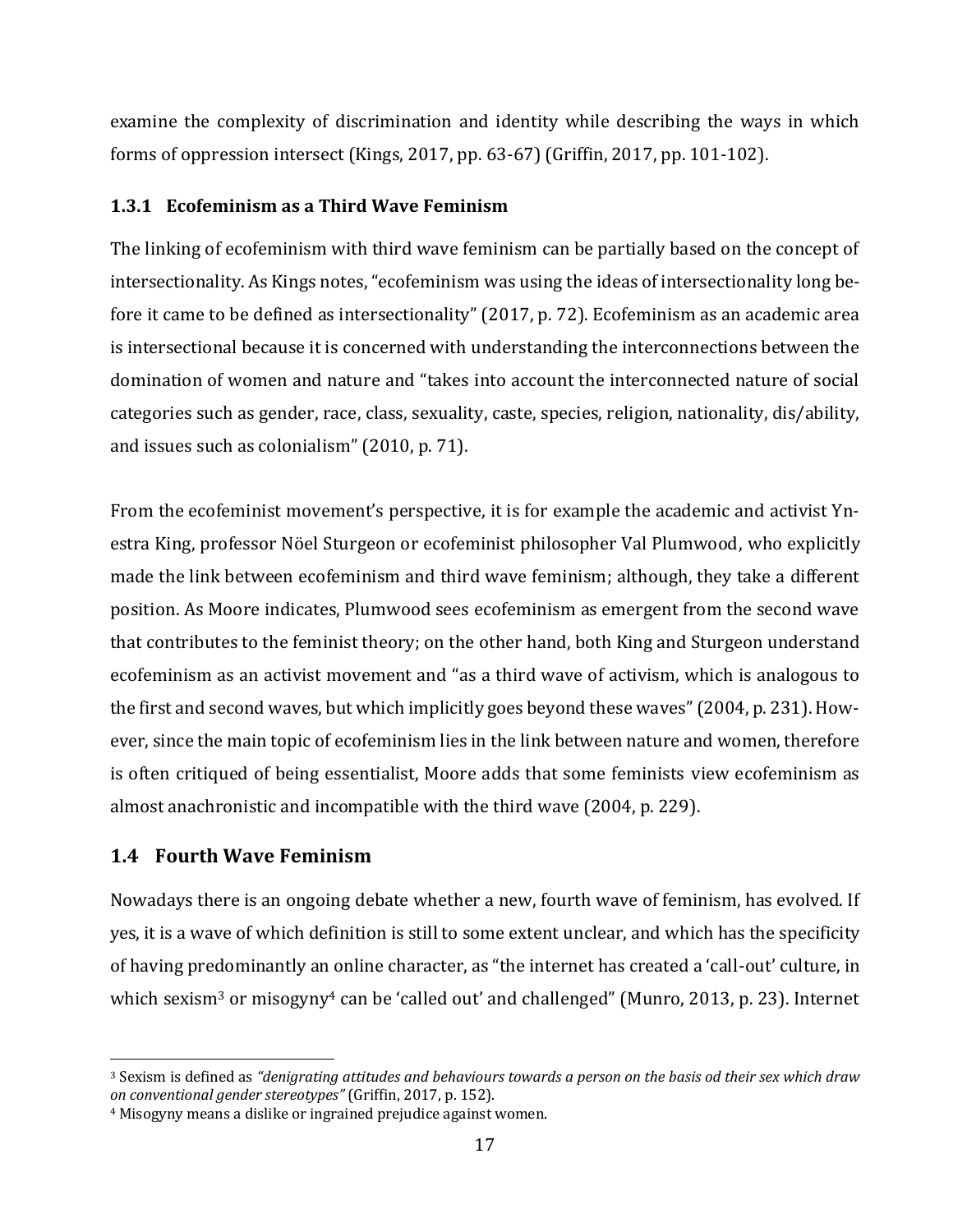examine the complexity of discrimination and identity while describing the ways in which forms of oppression intersect (Kings, 2017, pp. 63-67) (Griffin, 2017, pp. 101-102).

### 1.3.1 Ecofeminism as a Third Wave Feminism

The linking of ecofeminism with third wave feminism can be partially based on the concept of intersectionality. As Kings notes, "ecofeminism was using the ideas of intersectionality long before it came to be defined as intersectionality" (2017, p. 72). Ecofeminism as an academic area is intersectional because it is concerned with understanding the interconnections between the domination of women and nature and "takes into account the interconnected nature of social categories such as gender, race, class, sexuality, caste, species, religion, nationality, dis/ability, and issues such as colonialism" (2010, p. 71).

From the ecofeminist movement's perspective, it is for example the academic and activist Ynestra King, professor Nöel Sturgeon or ecofeminist philosopher Val Plumwood, who explicitly made the link between ecofeminism and third wave feminism; although, they take a different position. As Moore indicates, Plumwood sees ecofeminism as emergent from the second wave that contributes to the feminist theory; on the other hand, both King and Sturgeon understand ecofeminism as an activist movement and "as a third wave of activism, which is analogous to the first and second waves, but which implicitly goes beyond these waves" (2004, p. 231). However, since the main topic of ecofeminism lies in the link between nature and women, therefore is often critiqued of being essentialist, Moore adds that some feminists view ecofeminism as almost anachronistic and incompatible with the third wave (2004, p. 229).

## 1.4 Fourth Wave Feminism

Nowadays there is an ongoing debate whether a new, fourth wave of feminism, has evolved. If yes, it is a wave of which definition is still to some extent unclear, and which has the specificity of having predominantly an online character, as "the internet has created a 'call-out' culture, in which sexism[3] or misogyny[4] can be 'called out' and challenged" (Munro, 2013, p. 23). Internet

[3] Sexism is defined as *"denigrating attitudes and behaviours towards a person on the basis od their sex which draw on conventional gender stereotypes"* (Griffin, 2017, p. 152).

[4] Misogyny means a dislike or ingrained prejudice against women.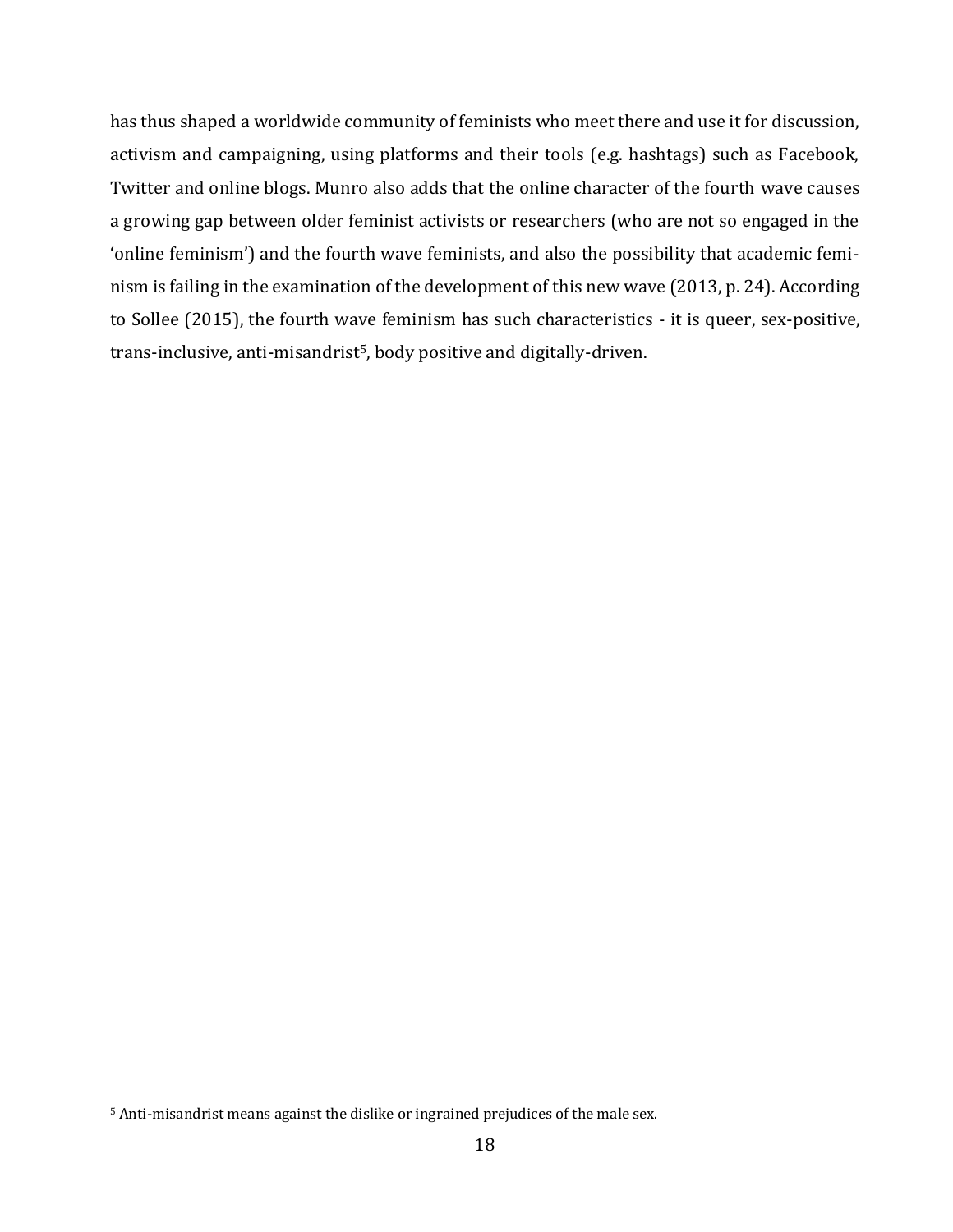has thus shaped a worldwide community of feminists who meet there and use it for discussion, activism and campaigning, using platforms and their tools (e.g. hashtags) such as Facebook, Twitter and online blogs. Munro also adds that the online character of the fourth wave causes a growing gap between older feminist activists or researchers (who are not so engaged in the 'online feminism') and the fourth wave feminists, and also the possibility that academic feminism is failing in the examination of the development of this new wave (2013, p. 24). According to Sollee (2015), the fourth wave feminism has such characteristics - it is queer, sex-positive, trans-inclusive, anti-misandrist[5], body positive and digitally-driven.

[5] Anti-misandrist means against the dislike or ingrained prejudices of the male sex.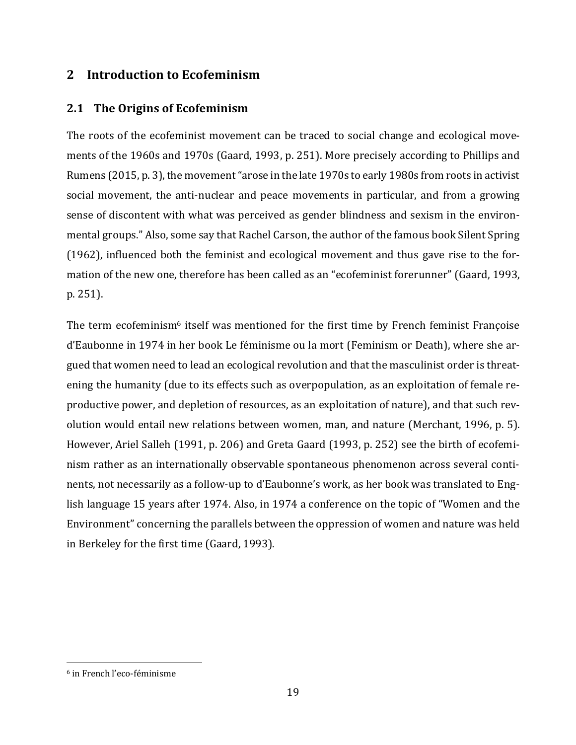# 2 Introduction to Ecofeminism

## 2.1 The Origins of Ecofeminism

The roots of the ecofeminist movement can be traced to social change and ecological movements of the 1960s and 1970s (Gaard, 1993, p. 251). More precisely according to Phillips and Rumens (2015, p. 3), the movement "arose in the late 1970s to early 1980s from roots in activist social movement, the anti-nuclear and peace movements in particular, and from a growing sense of discontent with what was perceived as gender blindness and sexism in the environmental groups." Also, some say that Rachel Carson, the author of the famous book Silent Spring (1962), influenced both the feminist and ecological movement and thus gave rise to the formation of the new one, therefore has been called as an "ecofeminist forerunner" (Gaard, 1993, p. 251).

The term ecofeminism[6] itself was mentioned for the first time by French feminist Françoise d'Eaubonne in 1974 in her book Le féminisme ou la mort (Feminism or Death), where she argued that women need to lead an ecological revolution and that the masculinist order is threatening the humanity (due to its effects such as overpopulation, as an exploitation of female reproductive power, and depletion of resources, as an exploitation of nature), and that such revolution would entail new relations between women, man, and nature (Merchant, 1996, p. 5). However, Ariel Salleh (1991, p. 206) and Greta Gaard (1993, p. 252) see the birth of ecofeminism rather as an internationally observable spontaneous phenomenon across several continents, not necessarily as a follow-up to d'Eaubonne's work, as her book was translated to English language 15 years after 1974. Also, in 1974 a conference on the topic of "Women and the Environment" concerning the parallels between the oppression of women and nature was held in Berkeley for the first time (Gaard, 1993).

---

[6] in French l'eco-féminisme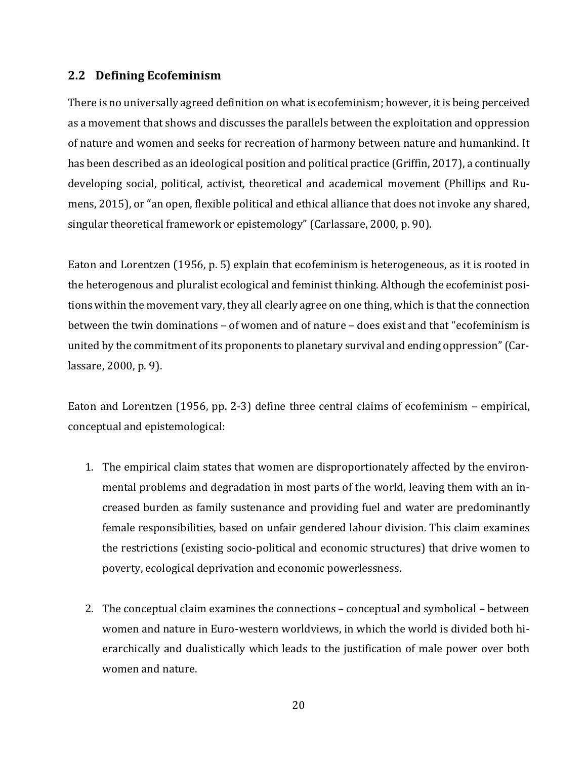## 2.2 Defining Ecofeminism

There is no universally agreed definition on what is ecofeminism; however, it is being perceived as a movement that shows and discusses the parallels between the exploitation and oppression of nature and women and seeks for recreation of harmony between nature and humankind. It has been described as an ideological position and political practice (Griffin, 2017), a continually developing social, political, activist, theoretical and academical movement (Phillips and Rumens, 2015), or "an open, flexible political and ethical alliance that does not invoke any shared, singular theoretical framework or epistemology" (Carlassare, 2000, p. 90).

Eaton and Lorentzen (1956, p. 5) explain that ecofeminism is heterogeneous, as it is rooted in the heterogenous and pluralist ecological and feminist thinking. Although the ecofeminist positions within the movement vary, they all clearly agree on one thing, which is that the connection between the twin dominations – of women and of nature – does exist and that "ecofeminism is united by the commitment of its proponents to planetary survival and ending oppression" (Carlassare, 2000, p. 9).

Eaton and Lorentzen (1956, pp. 2-3) define three central claims of ecofeminism – empirical, conceptual and epistemological:

1. The empirical claim states that women are disproportionately affected by the environmental problems and degradation in most parts of the world, leaving them with an increased burden as family sustenance and providing fuel and water are predominantly female responsibilities, based on unfair gendered labour division. This claim examines the restrictions (existing socio-political and economic structures) that drive women to poverty, ecological deprivation and economic powerlessness.

2. The conceptual claim examines the connections – conceptual and symbolical – between women and nature in Euro-western worldviews, in which the world is divided both hierarchically and dualistically which leads to the justification of male power over both women and nature.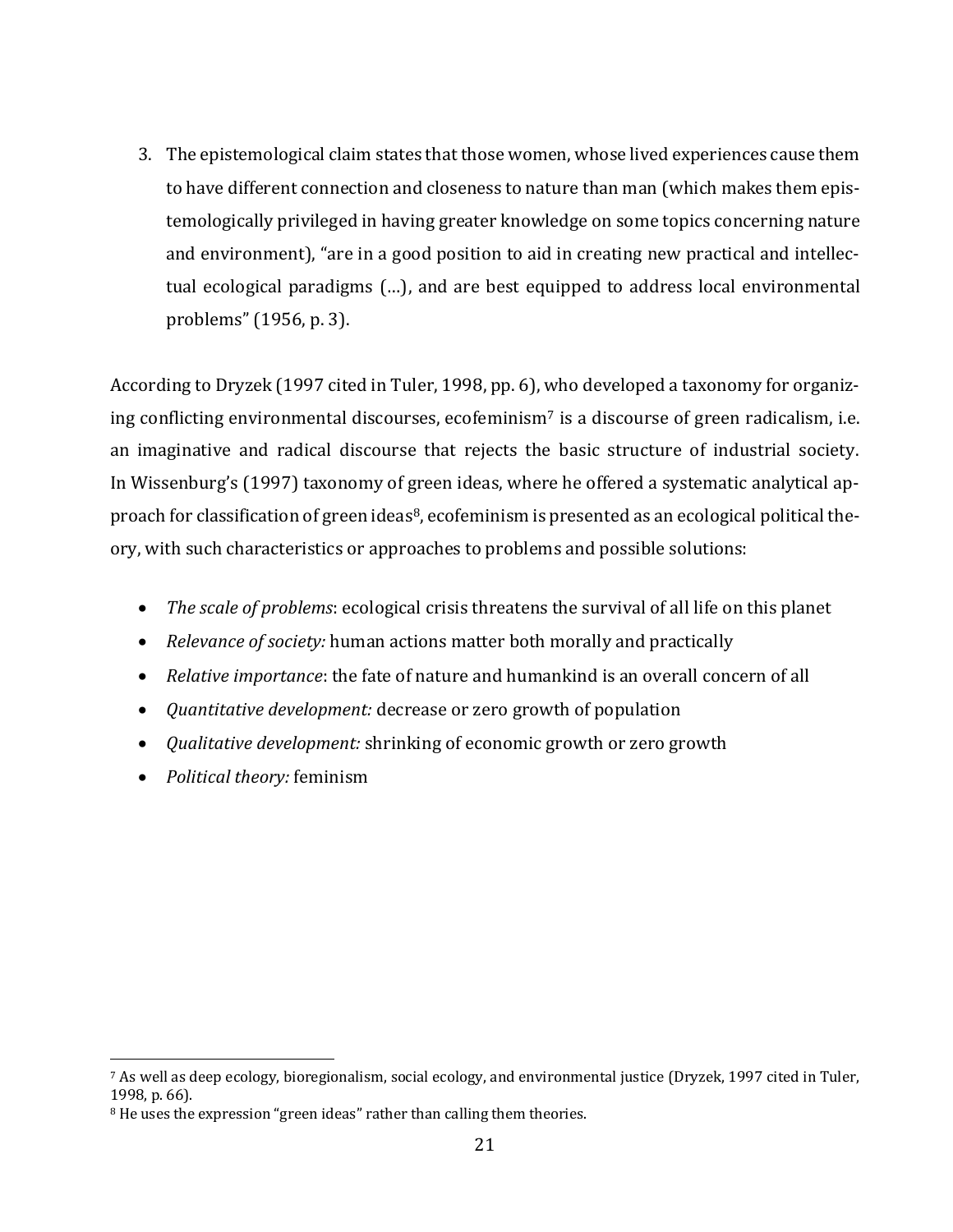3. The epistemological claim states that those women, whose lived experiences cause them to have different connection and closeness to nature than man (which makes them epistemologically privileged in having greater knowledge on some topics concerning nature and environment), "are in a good position to aid in creating new practical and intellectual ecological paradigms (…), and are best equipped to address local environmental problems" (1956, p. 3).

According to Dryzek (1997 cited in Tuler, 1998, pp. 6), who developed a taxonomy for organizing conflicting environmental discourses, ecofeminism[7] is a discourse of green radicalism, i.e. an imaginative and radical discourse that rejects the basic structure of industrial society. In Wissenburg's (1997) taxonomy of green ideas, where he offered a systematic analytical approach for classification of green ideas[8], ecofeminism is presented as an ecological political theory, with such characteristics or approaches to problems and possible solutions:

- *The scale of problems*: ecological crisis threatens the survival of all life on this planet
- *Relevance of society:* human actions matter both morally and practically
- *Relative importance*: the fate of nature and humankind is an overall concern of all
- *Quantitative development:* decrease or zero growth of population
- *Qualitative development:* shrinking of economic growth or zero growth
- *Political theory:* feminism

---

[7] As well as deep ecology, bioregionalism, social ecology, and environmental justice (Dryzek, 1997 cited in Tuler, 1998, p. 66).

[8] He uses the expression "green ideas" rather than calling them theories.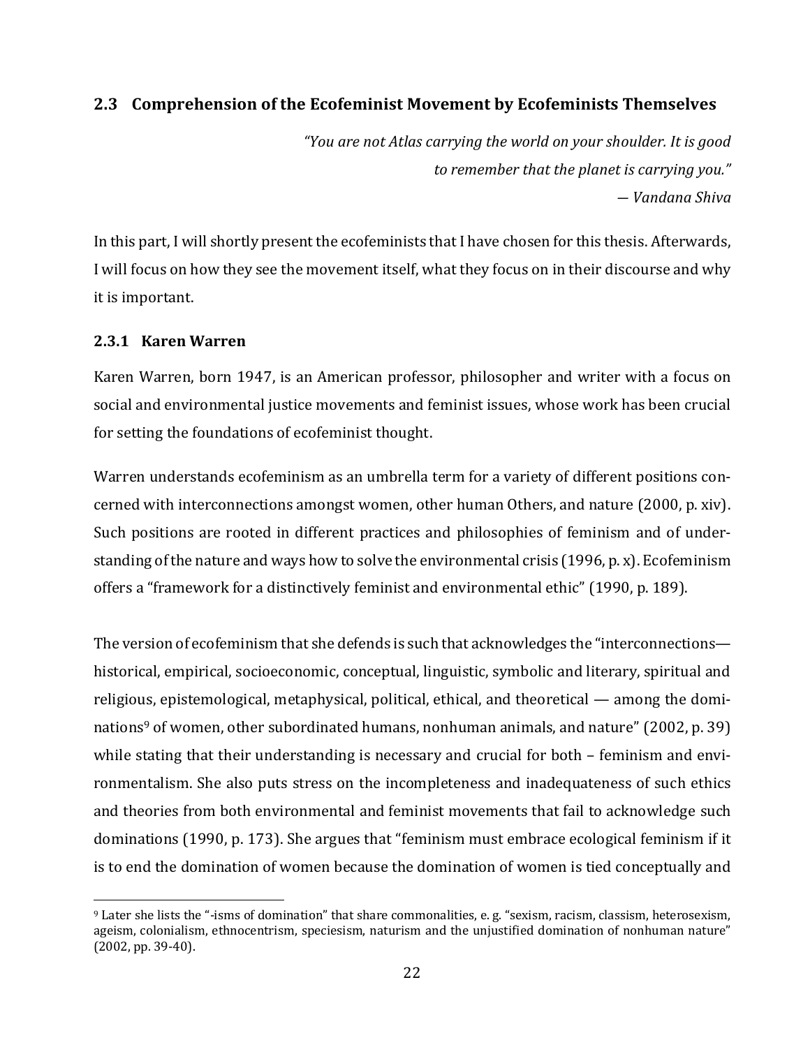## 2.3 Comprehension of the Ecofeminist Movement by Ecofeminists Themselves

*"You are not Atlas carrying the world on your shoulder. It is good to remember that the planet is carrying you."*
*— Vandana Shiva*

In this part, I will shortly present the ecofeminists that I have chosen for this thesis. Afterwards, I will focus on how they see the movement itself, what they focus on in their discourse and why it is important.

### 2.3.1 Karen Warren

Karen Warren, born 1947, is an American professor, philosopher and writer with a focus on social and environmental justice movements and feminist issues, whose work has been crucial for setting the foundations of ecofeminist thought.

Warren understands ecofeminism as an umbrella term for a variety of different positions concerned with interconnections amongst women, other human Others, and nature (2000, p. xiv). Such positions are rooted in different practices and philosophies of feminism and of understanding of the nature and ways how to solve the environmental crisis (1996, p. x). Ecofeminism offers a "framework for a distinctively feminist and environmental ethic" (1990, p. 189).

The version of ecofeminism that she defends is such that acknowledges the "interconnections—historical, empirical, socioeconomic, conceptual, linguistic, symbolic and literary, spiritual and religious, epistemological, metaphysical, political, ethical, and theoretical — among the dominations[9] of women, other subordinated humans, nonhuman animals, and nature" (2002, p. 39) while stating that their understanding is necessary and crucial for both – feminism and environmentalism. She also puts stress on the incompleteness and inadequateness of such ethics and theories from both environmental and feminist movements that fail to acknowledge such dominations (1990, p. 173). She argues that "feminism must embrace ecological feminism if it is to end the domination of women because the domination of women is tied conceptually and

[9] Later she lists the "-isms of domination" that share commonalities, e. g. "sexism, racism, classism, heterosexism, ageism, colonialism, ethnocentrism, speciesism, naturism and the unjustified domination of nonhuman nature" (2002, pp. 39-40).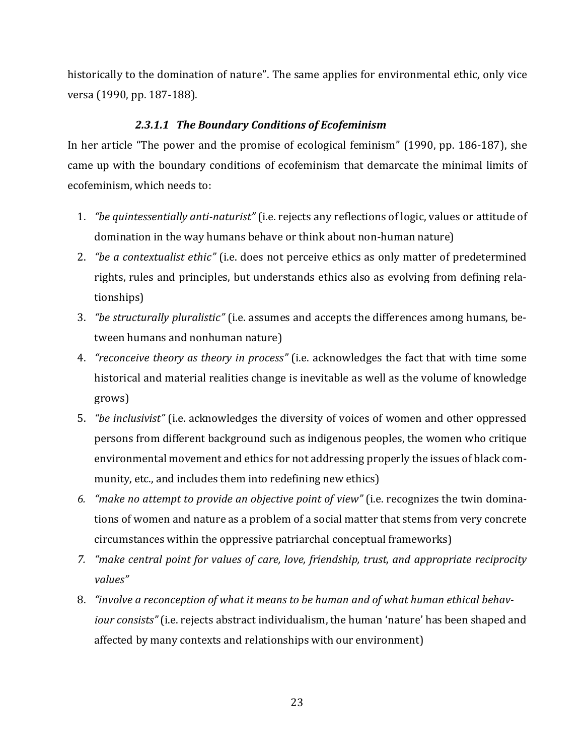historically to the domination of nature". The same applies for environmental ethic, only vice versa (1990, pp. 187-188).

#### *2.3.1.1 The Boundary Conditions of Ecofeminism*

In her article "The power and the promise of ecological feminism" (1990, pp. 186-187), she came up with the boundary conditions of ecofeminism that demarcate the minimal limits of ecofeminism, which needs to:

1. *"be quintessentially anti-naturist"* (i.e. rejects any reflections of logic, values or attitude of domination in the way humans behave or think about non-human nature)
2. *"be a contextualist ethic"* (i.e. does not perceive ethics as only matter of predetermined rights, rules and principles, but understands ethics also as evolving from defining relationships)
3. *"be structurally pluralistic"* (i.e. assumes and accepts the differences among humans, between humans and nonhuman nature)
4. *"reconceive theory as theory in process"* (i.e. acknowledges the fact that with time some historical and material realities change is inevitable as well as the volume of knowledge grows)
5. *"be inclusivist"* (i.e. acknowledges the diversity of voices of women and other oppressed persons from different background such as indigenous peoples, the women who critique environmental movement and ethics for not addressing properly the issues of black community, etc., and includes them into redefining new ethics)
6. *"make no attempt to provide an objective point of view"* (i.e. recognizes the twin dominations of women and nature as a problem of a social matter that stems from very concrete circumstances within the oppressive patriarchal conceptual frameworks)
7. *"make central point for values of care, love, friendship, trust, and appropriate reciprocity values"*
8. *"involve a reconception of what it means to be human and of what human ethical behaviour consists"* (i.e. rejects abstract individualism, the human 'nature' has been shaped and affected by many contexts and relationships with our environment)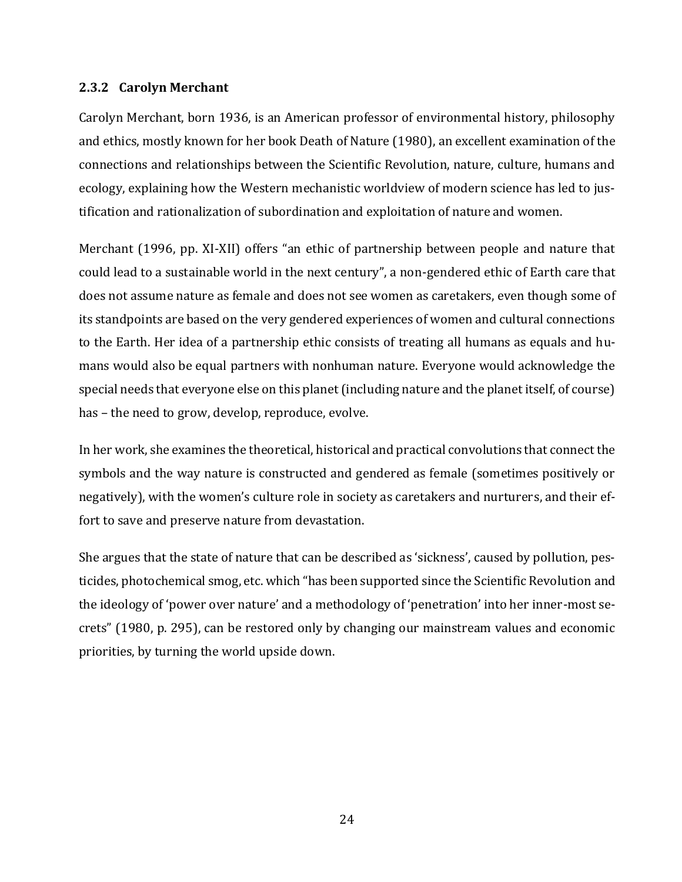### 2.3.2 Carolyn Merchant

Carolyn Merchant, born 1936, is an American professor of environmental history, philosophy and ethics, mostly known for her book Death of Nature (1980), an excellent examination of the connections and relationships between the Scientific Revolution, nature, culture, humans and ecology, explaining how the Western mechanistic worldview of modern science has led to justification and rationalization of subordination and exploitation of nature and women.

Merchant (1996, pp. XI-XII) offers "an ethic of partnership between people and nature that could lead to a sustainable world in the next century", a non-gendered ethic of Earth care that does not assume nature as female and does not see women as caretakers, even though some of its standpoints are based on the very gendered experiences of women and cultural connections to the Earth. Her idea of a partnership ethic consists of treating all humans as equals and humans would also be equal partners with nonhuman nature. Everyone would acknowledge the special needs that everyone else on this planet (including nature and the planet itself, of course) has – the need to grow, develop, reproduce, evolve.

In her work, she examines the theoretical, historical and practical convolutions that connect the symbols and the way nature is constructed and gendered as female (sometimes positively or negatively), with the women's culture role in society as caretakers and nurturers, and their effort to save and preserve nature from devastation.

She argues that the state of nature that can be described as 'sickness', caused by pollution, pesticides, photochemical smog, etc. which "has been supported since the Scientific Revolution and the ideology of 'power over nature' and a methodology of 'penetration' into her inner-most secrets" (1980, p. 295), can be restored only by changing our mainstream values and economic priorities, by turning the world upside down.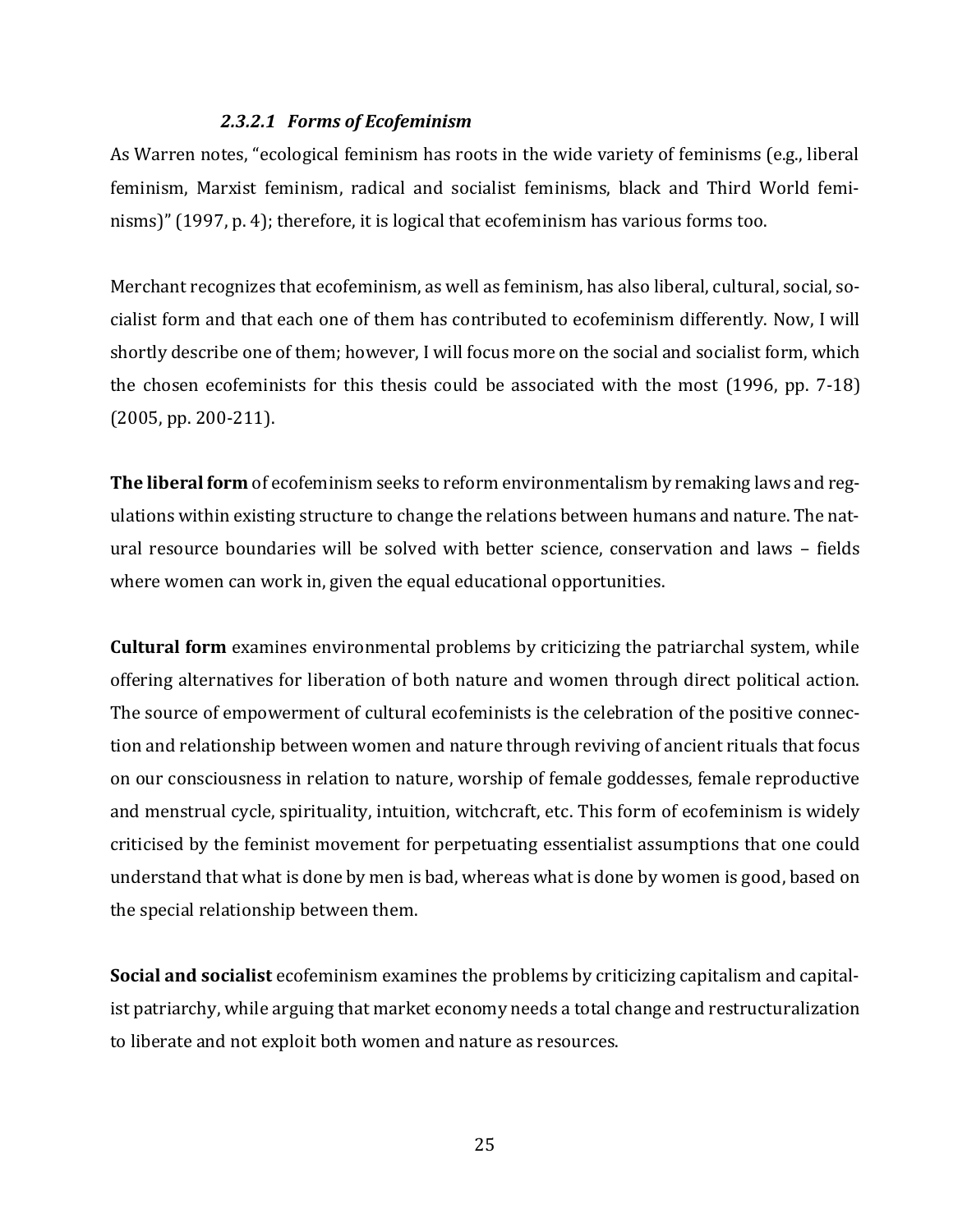#### *2.3.2.1 Forms of Ecofeminism*

As Warren notes, "ecological feminism has roots in the wide variety of feminisms (e.g., liberal feminism, Marxist feminism, radical and socialist feminisms, black and Third World feminisms)" (1997, p. 4); therefore, it is logical that ecofeminism has various forms too.

Merchant recognizes that ecofeminism, as well as feminism, has also liberal, cultural, social, socialist form and that each one of them has contributed to ecofeminism differently. Now, I will shortly describe one of them; however, I will focus more on the social and socialist form, which the chosen ecofeminists for this thesis could be associated with the most (1996, pp. 7-18) (2005, pp. 200-211).

**The liberal form** of ecofeminism seeks to reform environmentalism by remaking laws and regulations within existing structure to change the relations between humans and nature. The natural resource boundaries will be solved with better science, conservation and laws – fields where women can work in, given the equal educational opportunities.

**Cultural form** examines environmental problems by criticizing the patriarchal system, while offering alternatives for liberation of both nature and women through direct political action. The source of empowerment of cultural ecofeminists is the celebration of the positive connection and relationship between women and nature through reviving of ancient rituals that focus on our consciousness in relation to nature, worship of female goddesses, female reproductive and menstrual cycle, spirituality, intuition, witchcraft, etc. This form of ecofeminism is widely criticised by the feminist movement for perpetuating essentialist assumptions that one could understand that what is done by men is bad, whereas what is done by women is good, based on the special relationship between them.

**Social and socialist** ecofeminism examines the problems by criticizing capitalism and capitalist patriarchy, while arguing that market economy needs a total change and restructuralization to liberate and not exploit both women and nature as resources.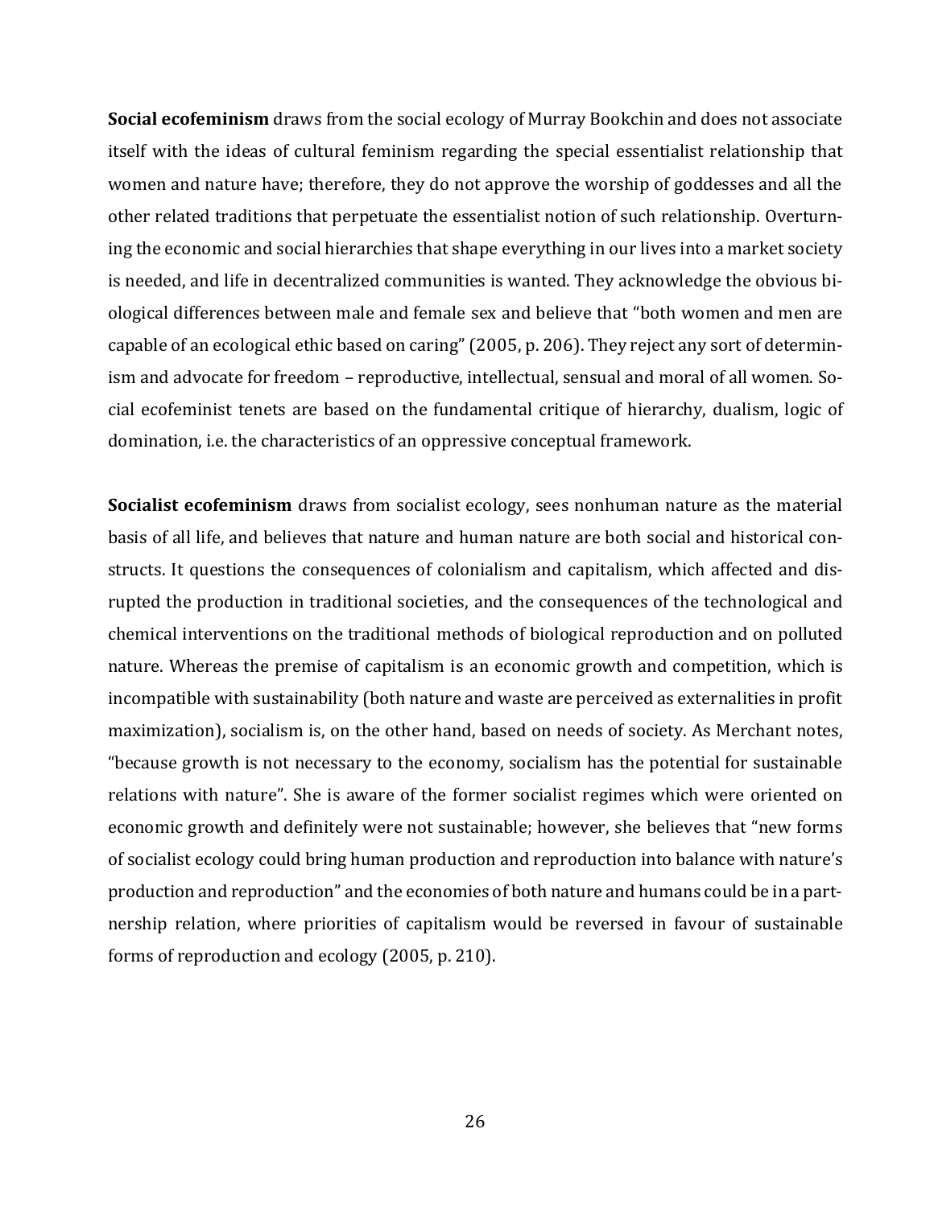**Social ecofeminism** draws from the social ecology of Murray Bookchin and does not associate itself with the ideas of cultural feminism regarding the special essentialist relationship that women and nature have; therefore, they do not approve the worship of goddesses and all the other related traditions that perpetuate the essentialist notion of such relationship. Overturning the economic and social hierarchies that shape everything in our lives into a market society is needed, and life in decentralized communities is wanted. They acknowledge the obvious biological differences between male and female sex and believe that "both women and men are capable of an ecological ethic based on caring" (2005, p. 206). They reject any sort of determinism and advocate for freedom – reproductive, intellectual, sensual and moral of all women. Social ecofeminist tenets are based on the fundamental critique of hierarchy, dualism, logic of domination, i.e. the characteristics of an oppressive conceptual framework.

**Socialist ecofeminism** draws from socialist ecology, sees nonhuman nature as the material basis of all life, and believes that nature and human nature are both social and historical constructs. It questions the consequences of colonialism and capitalism, which affected and disrupted the production in traditional societies, and the consequences of the technological and chemical interventions on the traditional methods of biological reproduction and on polluted nature. Whereas the premise of capitalism is an economic growth and competition, which is incompatible with sustainability (both nature and waste are perceived as externalities in profit maximization), socialism is, on the other hand, based on needs of society. As Merchant notes, "because growth is not necessary to the economy, socialism has the potential for sustainable relations with nature". She is aware of the former socialist regimes which were oriented on economic growth and definitely were not sustainable; however, she believes that "new forms of socialist ecology could bring human production and reproduction into balance with nature's production and reproduction" and the economies of both nature and humans could be in a partnership relation, where priorities of capitalism would be reversed in favour of sustainable forms of reproduction and ecology (2005, p. 210).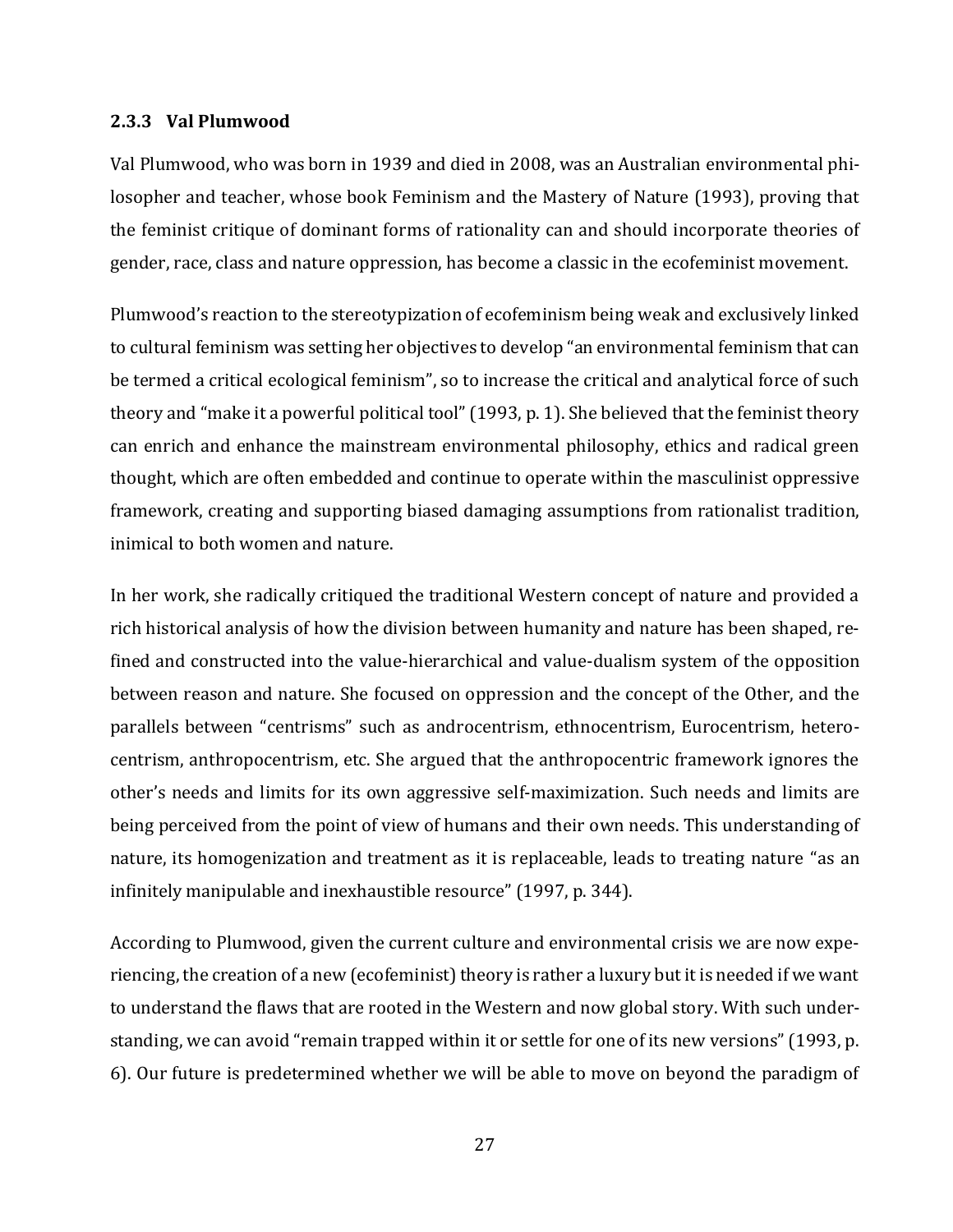### 2.3.3 Val Plumwood

Val Plumwood, who was born in 1939 and died in 2008, was an Australian environmental philosopher and teacher, whose book Feminism and the Mastery of Nature (1993), proving that the feminist critique of dominant forms of rationality can and should incorporate theories of gender, race, class and nature oppression, has become a classic in the ecofeminist movement.

Plumwood's reaction to the stereotypization of ecofeminism being weak and exclusively linked to cultural feminism was setting her objectives to develop "an environmental feminism that can be termed a critical ecological feminism", so to increase the critical and analytical force of such theory and "make it a powerful political tool" (1993, p. 1). She believed that the feminist theory can enrich and enhance the mainstream environmental philosophy, ethics and radical green thought, which are often embedded and continue to operate within the masculinist oppressive framework, creating and supporting biased damaging assumptions from rationalist tradition, inimical to both women and nature.

In her work, she radically critiqued the traditional Western concept of nature and provided a rich historical analysis of how the division between humanity and nature has been shaped, refined and constructed into the value-hierarchical and value-dualism system of the opposition between reason and nature. She focused on oppression and the concept of the Other, and the parallels between "centrisms" such as androcentrism, ethnocentrism, Eurocentrism, heterocentrism, anthropocentrism, etc. She argued that the anthropocentric framework ignores the other's needs and limits for its own aggressive self-maximization. Such needs and limits are being perceived from the point of view of humans and their own needs. This understanding of nature, its homogenization and treatment as it is replaceable, leads to treating nature "as an infinitely manipulable and inexhaustible resource" (1997, p. 344).

According to Plumwood, given the current culture and environmental crisis we are now experiencing, the creation of a new (ecofeminist) theory is rather a luxury but it is needed if we want to understand the flaws that are rooted in the Western and now global story. With such understanding, we can avoid "remain trapped within it or settle for one of its new versions" (1993, p. 6). Our future is predetermined whether we will be able to move on beyond the paradigm of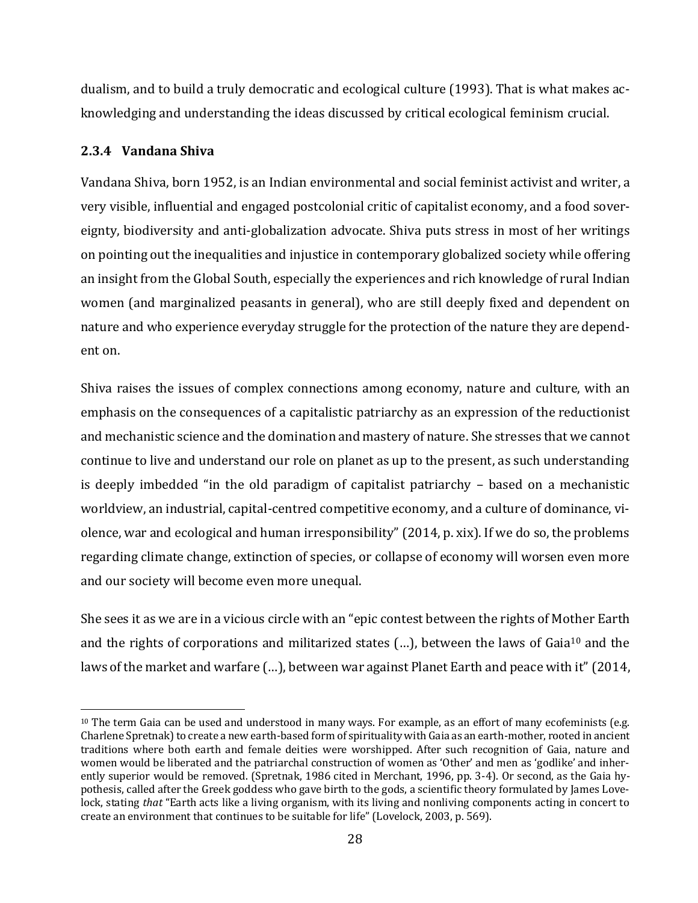dualism, and to build a truly democratic and ecological culture (1993). That is what makes acknowledging and understanding the ideas discussed by critical ecological feminism crucial.

### 2.3.4 Vandana Shiva

Vandana Shiva, born 1952, is an Indian environmental and social feminist activist and writer, a very visible, influential and engaged postcolonial critic of capitalist economy, and a food sovereignty, biodiversity and anti-globalization advocate. Shiva puts stress in most of her writings on pointing out the inequalities and injustice in contemporary globalized society while offering an insight from the Global South, especially the experiences and rich knowledge of rural Indian women (and marginalized peasants in general), who are still deeply fixed and dependent on nature and who experience everyday struggle for the protection of the nature they are dependent on.

Shiva raises the issues of complex connections among economy, nature and culture, with an emphasis on the consequences of a capitalistic patriarchy as an expression of the reductionist and mechanistic science and the domination and mastery of nature. She stresses that we cannot continue to live and understand our role on planet as up to the present, as such understanding is deeply imbedded "in the old paradigm of capitalist patriarchy – based on a mechanistic worldview, an industrial, capital-centred competitive economy, and a culture of dominance, violence, war and ecological and human irresponsibility" (2014, p. xix). If we do so, the problems regarding climate change, extinction of species, or collapse of economy will worsen even more and our society will become even more unequal.

She sees it as we are in a vicious circle with an "epic contest between the rights of Mother Earth and the rights of corporations and militarized states (…), between the laws of Gaia[10] and the laws of the market and warfare (…), between war against Planet Earth and peace with it" (2014,

[10] The term Gaia can be used and understood in many ways. For example, as an effort of many ecofeminists (e.g. Charlene Spretnak) to create a new earth-based form of spirituality with Gaia as an earth-mother, rooted in ancient traditions where both earth and female deities were worshipped. After such recognition of Gaia, nature and women would be liberated and the patriarchal construction of women as 'Other' and men as 'godlike' and inherently superior would be removed. (Spretnak, 1986 cited in Merchant, 1996, pp. 3-4). Or second, as the Gaia hypothesis, called after the Greek goddess who gave birth to the gods, a scientific theory formulated by James Lovelock, stating *that* "Earth acts like a living organism, with its living and nonliving components acting in concert to create an environment that continues to be suitable for life" (Lovelock, 2003, p. 569).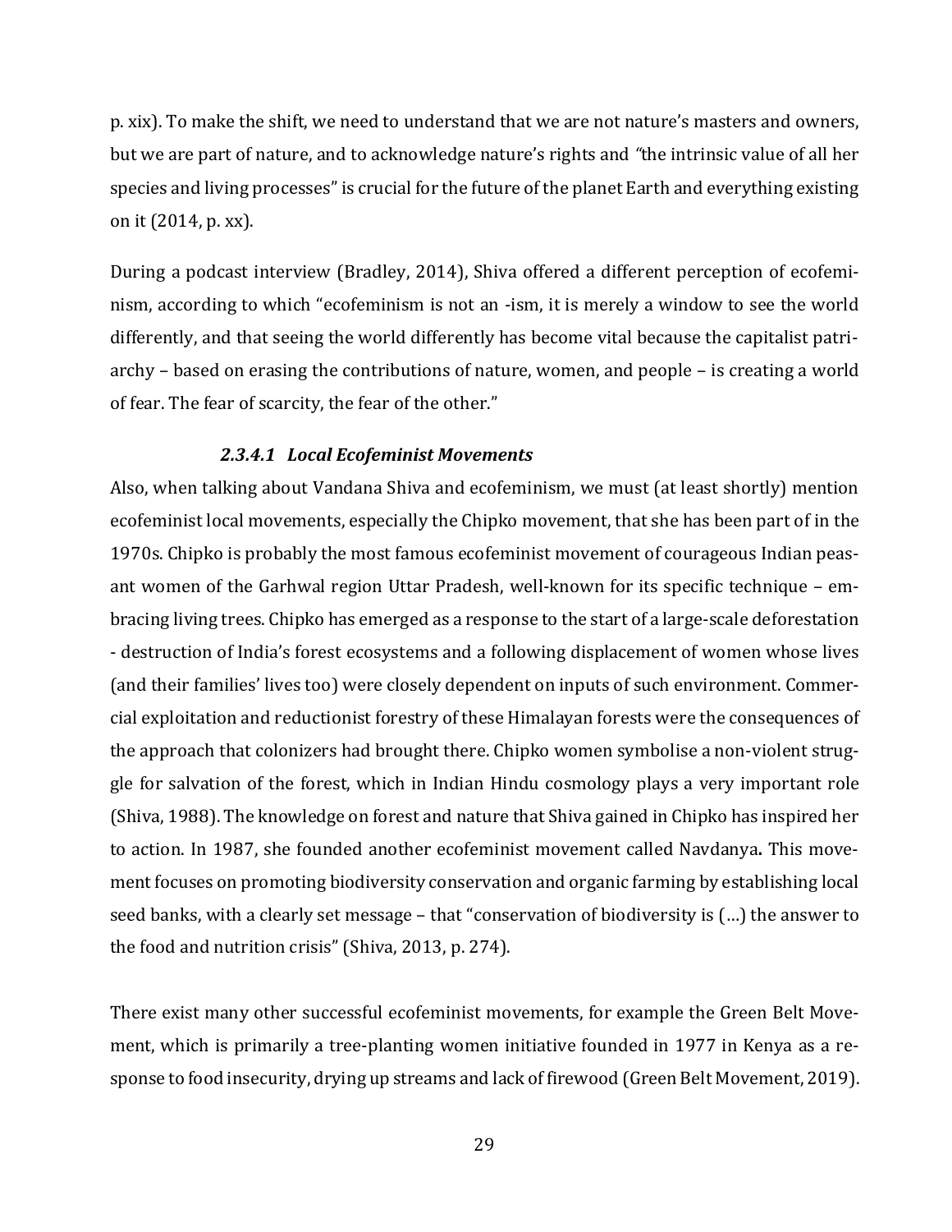p. xix). To make the shift, we need to understand that we are not nature's masters and owners, but we are part of nature, and to acknowledge nature's rights and *"*the intrinsic value of all her species and living processes" is crucial for the future of the planet Earth and everything existing on it (2014, p. xx).

During a podcast interview (Bradley, 2014), Shiva offered a different perception of ecofeminism, according to which "ecofeminism is not an -ism, it is merely a window to see the world differently, and that seeing the world differently has become vital because the capitalist patriarchy – based on erasing the contributions of nature, women, and people – is creating a world of fear. The fear of scarcity, the fear of the other."

#### *2.3.4.1 Local Ecofeminist Movements*

Also, when talking about Vandana Shiva and ecofeminism, we must (at least shortly) mention ecofeminist local movements, especially the Chipko movement, that she has been part of in the 1970s. Chipko is probably the most famous ecofeminist movement of courageous Indian peasant women of the Garhwal region Uttar Pradesh, well-known for its specific technique – embracing living trees. Chipko has emerged as a response to the start of a large-scale deforestation - destruction of India's forest ecosystems and a following displacement of women whose lives (and their families' lives too) were closely dependent on inputs of such environment. Commercial exploitation and reductionist forestry of these Himalayan forests were the consequences of the approach that colonizers had brought there. Chipko women symbolise a non-violent struggle for salvation of the forest, which in Indian Hindu cosmology plays a very important role (Shiva, 1988). The knowledge on forest and nature that Shiva gained in Chipko has inspired her to action. In 1987, she founded another ecofeminist movement called Navdanya**.** This movement focuses on promoting biodiversity conservation and organic farming by establishing local seed banks, with a clearly set message – that "conservation of biodiversity is (…) the answer to the food and nutrition crisis" (Shiva, 2013, p. 274).

There exist many other successful ecofeminist movements, for example the Green Belt Movement, which is primarily a tree-planting women initiative founded in 1977 in Kenya as a response to food insecurity, drying up streams and lack of firewood (Green Belt Movement, 2019).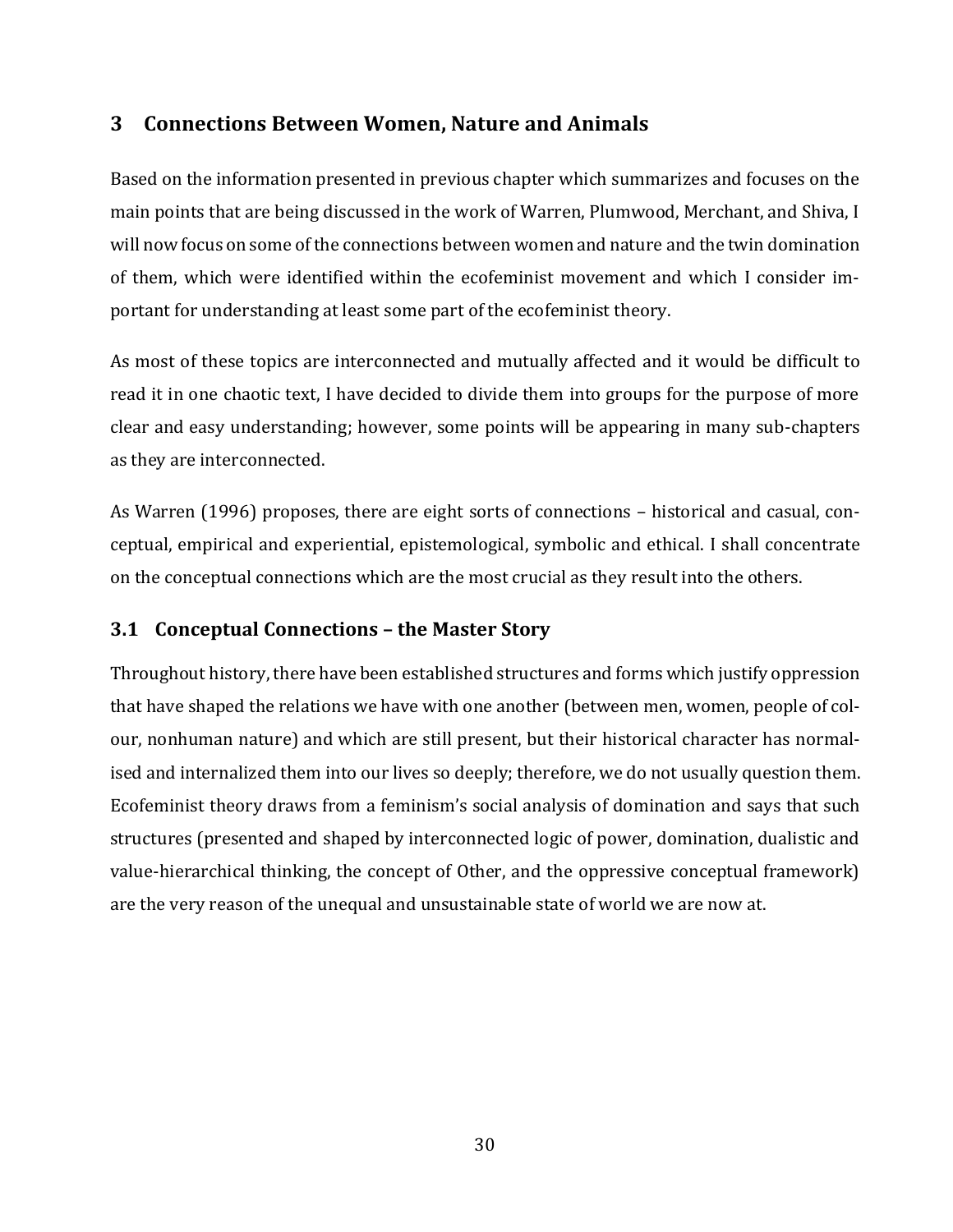## 3 Connections Between Women, Nature and Animals

Based on the information presented in previous chapter which summarizes and focuses on the main points that are being discussed in the work of Warren, Plumwood, Merchant, and Shiva, I will now focus on some of the connections between women and nature and the twin domination of them, which were identified within the ecofeminist movement and which I consider important for understanding at least some part of the ecofeminist theory.

As most of these topics are interconnected and mutually affected and it would be difficult to read it in one chaotic text, I have decided to divide them into groups for the purpose of more clear and easy understanding; however, some points will be appearing in many sub-chapters as they are interconnected.

As Warren (1996) proposes, there are eight sorts of connections – historical and casual, conceptual, empirical and experiential, epistemological, symbolic and ethical. I shall concentrate on the conceptual connections which are the most crucial as they result into the others.

### 3.1 Conceptual Connections – the Master Story

Throughout history, there have been established structures and forms which justify oppression that have shaped the relations we have with one another (between men, women, people of colour, nonhuman nature) and which are still present, but their historical character has normalised and internalized them into our lives so deeply; therefore, we do not usually question them. Ecofeminist theory draws from a feminism's social analysis of domination and says that such structures (presented and shaped by interconnected logic of power, domination, dualistic and value-hierarchical thinking, the concept of Other, and the oppressive conceptual framework) are the very reason of the unequal and unsustainable state of world we are now at.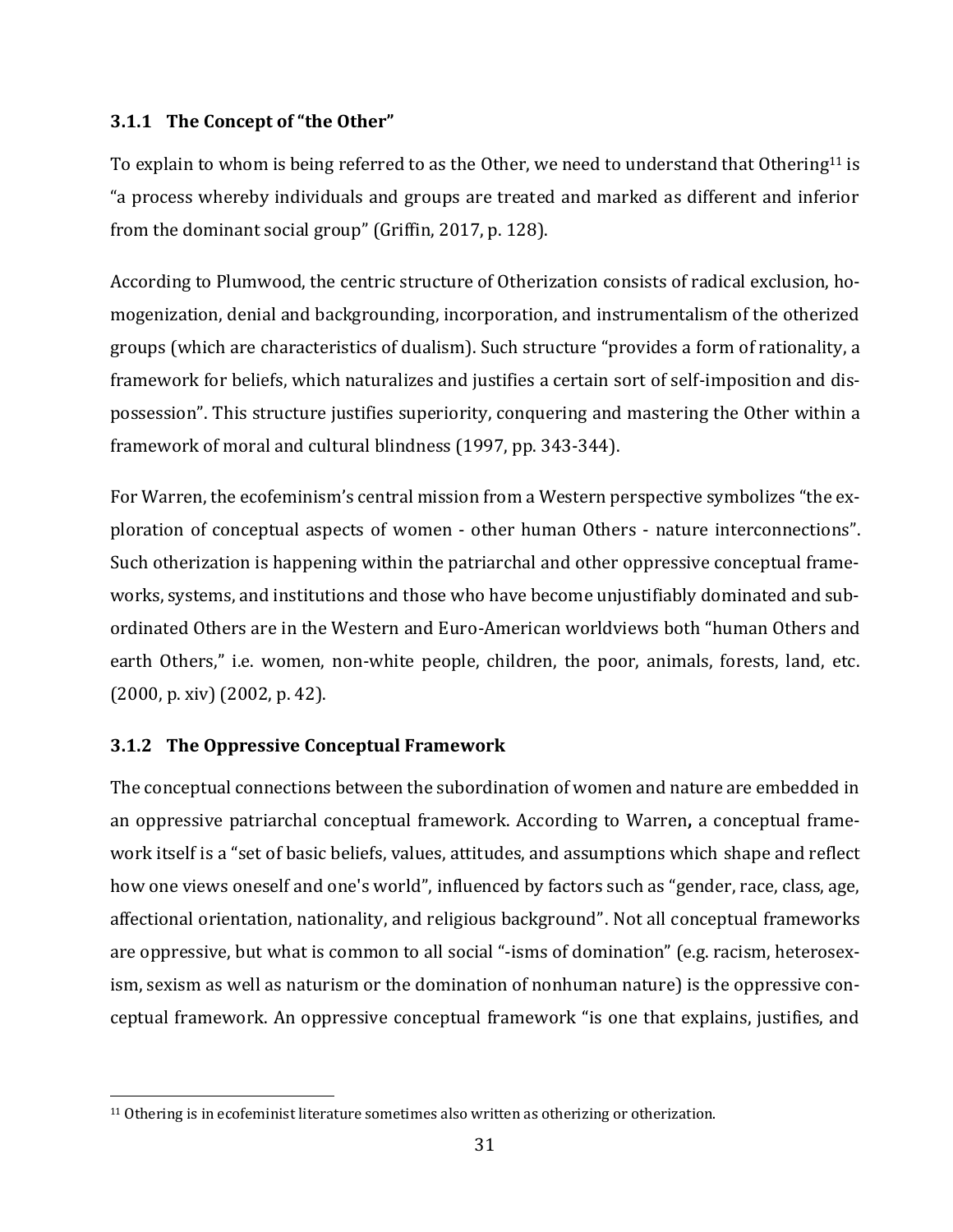### 3.1.1 The Concept of "the Other"

To explain to whom is being referred to as the Other, we need to understand that Othering[11] is "a process whereby individuals and groups are treated and marked as different and inferior from the dominant social group" (Griffin, 2017, p. 128).

According to Plumwood, the centric structure of Otherization consists of radical exclusion, homogenization, denial and backgrounding, incorporation, and instrumentalism of the otherized groups (which are characteristics of dualism). Such structure "provides a form of rationality, a framework for beliefs, which naturalizes and justifies a certain sort of self-imposition and dispossession". This structure justifies superiority, conquering and mastering the Other within a framework of moral and cultural blindness (1997, pp. 343-344).

For Warren, the ecofeminism's central mission from a Western perspective symbolizes "the exploration of conceptual aspects of women - other human Others - nature interconnections". Such otherization is happening within the patriarchal and other oppressive conceptual frameworks, systems, and institutions and those who have become unjustifiably dominated and subordinated Others are in the Western and Euro-American worldviews both "human Others and earth Others," i.e. women, non-white people, children, the poor, animals, forests, land, etc. (2000, p. xiv) (2002, p. 42).

### 3.1.2 The Oppressive Conceptual Framework

The conceptual connections between the subordination of women and nature are embedded in an oppressive patriarchal conceptual framework. According to Warren**,** a conceptual framework itself is a "set of basic beliefs, values, attitudes, and assumptions which shape and reflect how one views oneself and one's world", influenced by factors such as "gender, race, class, age, affectional orientation, nationality, and religious background". Not all conceptual frameworks are oppressive, but what is common to all social "-isms of domination" (e.g. racism, heterosexism, sexism as well as naturism or the domination of nonhuman nature) is the oppressive conceptual framework. An oppressive conceptual framework "is one that explains, justifies, and

[11] Othering is in ecofeminist literature sometimes also written as otherizing or otherization.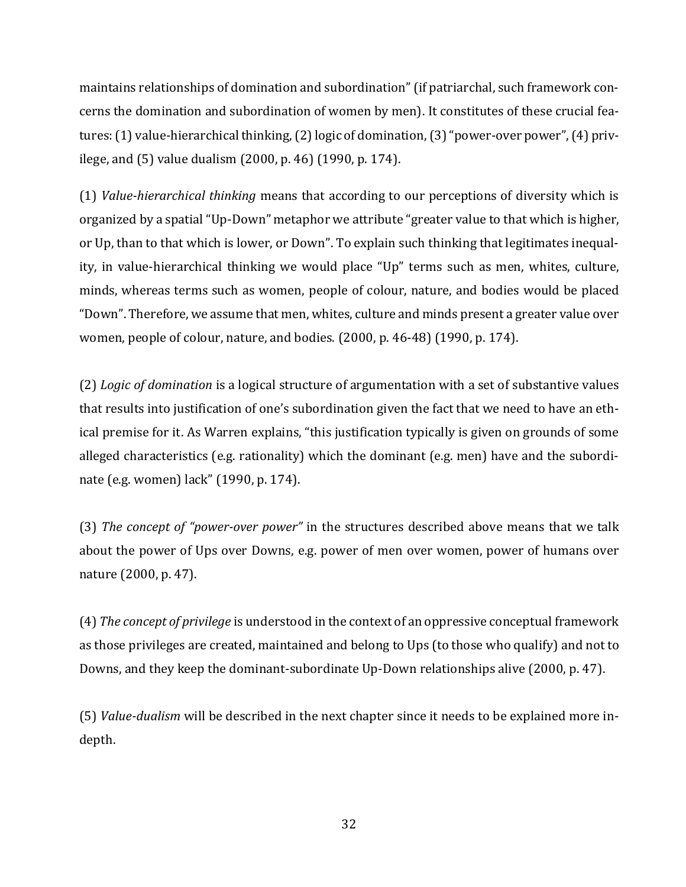maintains relationships of domination and subordination" (if patriarchal, such framework concerns the domination and subordination of women by men). It constitutes of these crucial features: (1) value-hierarchical thinking, (2) logic of domination, (3) "power-over power", (4) privilege, and (5) value dualism (2000, p. 46) (1990, p. 174).

(1) *Value-hierarchical thinking* means that according to our perceptions of diversity which is organized by a spatial "Up-Down" metaphor we attribute "greater value to that which is higher, or Up, than to that which is lower, or Down". To explain such thinking that legitimates inequality, in value-hierarchical thinking we would place "Up" terms such as men, whites, culture, minds, whereas terms such as women, people of colour, nature, and bodies would be placed "Down". Therefore, we assume that men, whites, culture and minds present a greater value over women, people of colour, nature, and bodies. (2000, p. 46-48) (1990, p. 174).

(2) *Logic of domination* is a logical structure of argumentation with a set of substantive values that results into justification of one's subordination given the fact that we need to have an ethical premise for it. As Warren explains, "this justification typically is given on grounds of some alleged characteristics (e.g. rationality) which the dominant (e.g. men) have and the subordinate (e.g. women) lack" (1990, p. 174).

(3) *The concept of "power-over power"* in the structures described above means that we talk about the power of Ups over Downs, e.g. power of men over women, power of humans over nature (2000, p. 47).

(4) *The concept of privilege* is understood in the context of an oppressive conceptual framework as those privileges are created, maintained and belong to Ups (to those who qualify) and not to Downs, and they keep the dominant-subordinate Up-Down relationships alive (2000, p. 47).

(5) *Value-dualism* will be described in the next chapter since it needs to be explained more in-depth.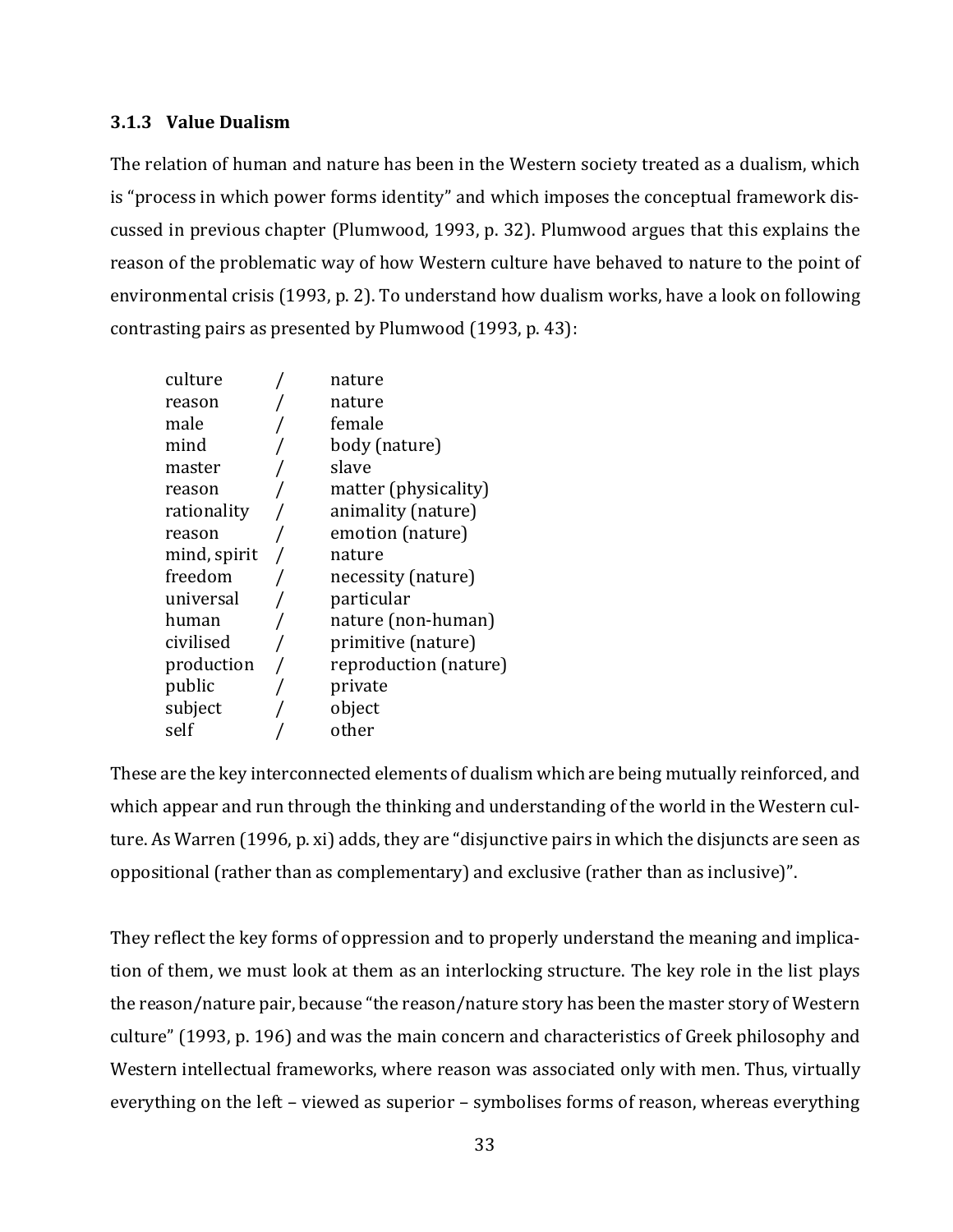### 3.1.3 Value Dualism

The relation of human and nature has been in the Western society treated as a dualism, which is "process in which power forms identity" and which imposes the conceptual framework discussed in previous chapter (Plumwood, 1993, p. 32). Plumwood argues that this explains the reason of the problematic way of how Western culture have behaved to nature to the point of environmental crisis (1993, p. 2). To understand how dualism works, have a look on following contrasting pairs as presented by Plumwood (1993, p. 43):

| | | |
|---|---|---|
| culture | / | nature |
| reason | / | nature |
| male | / | female |
| mind | / | body (nature) |
| master | / | slave |
| reason | / | matter (physicality) |
| rationality | / | animality (nature) |
| reason | / | emotion (nature) |
| mind, spirit | / | nature |
| freedom | / | necessity (nature) |
| universal | / | particular |
| human | / | nature (non-human) |
| civilised | / | primitive (nature) |
| production | / | reproduction (nature) |
| public | / | private |
| subject | / | object |
| self | / | other |

These are the key interconnected elements of dualism which are being mutually reinforced, and which appear and run through the thinking and understanding of the world in the Western culture. As Warren (1996, p. xi) adds, they are "disjunctive pairs in which the disjuncts are seen as oppositional (rather than as complementary) and exclusive (rather than as inclusive)".

They reflect the key forms of oppression and to properly understand the meaning and implication of them, we must look at them as an interlocking structure. The key role in the list plays the reason/nature pair, because "the reason/nature story has been the master story of Western culture" (1993, p. 196) and was the main concern and characteristics of Greek philosophy and Western intellectual frameworks, where reason was associated only with men. Thus, virtually everything on the left – viewed as superior – symbolises forms of reason, whereas everything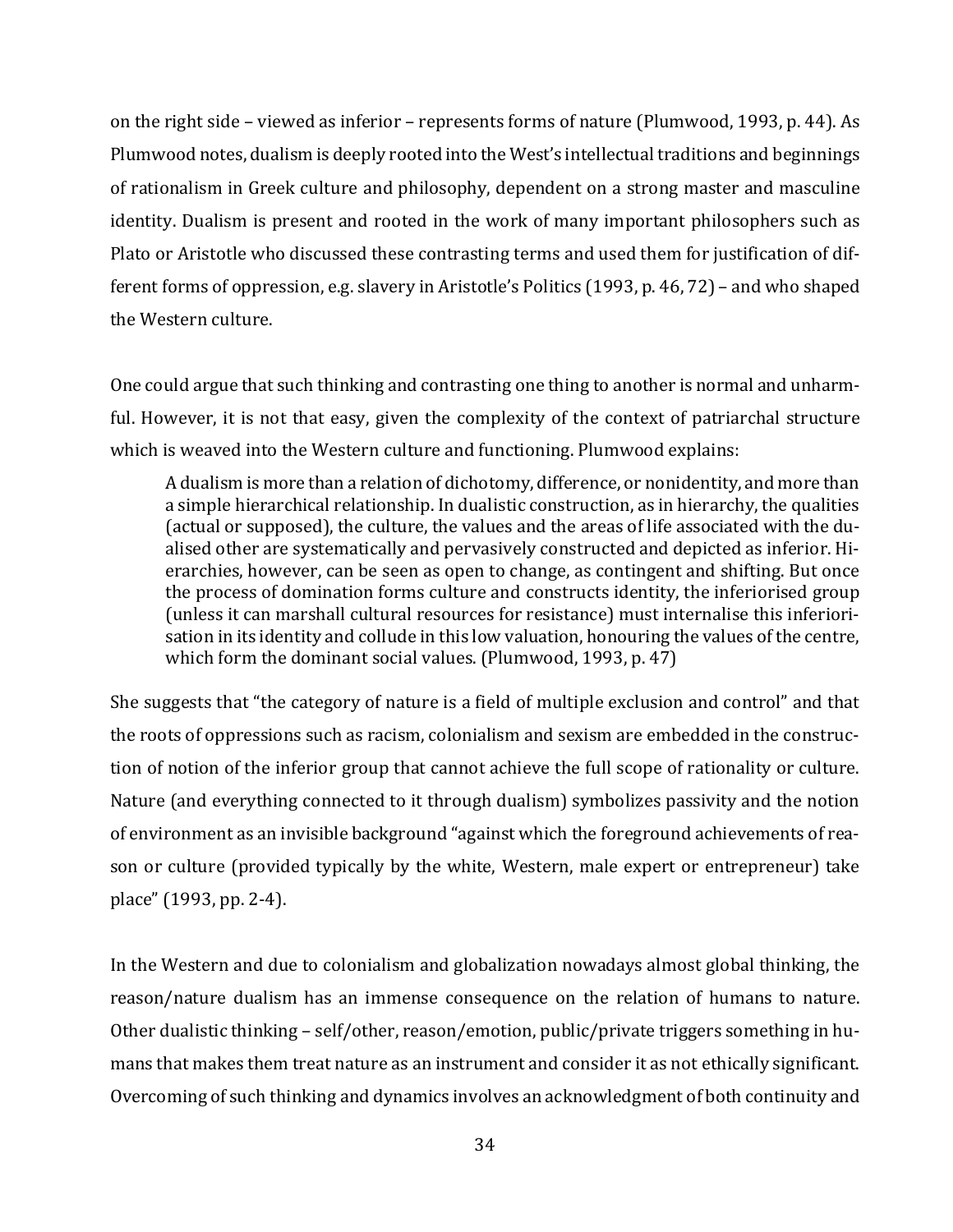on the right side – viewed as inferior – represents forms of nature (Plumwood, 1993, p. 44). As Plumwood notes, dualism is deeply rooted into the West's intellectual traditions and beginnings of rationalism in Greek culture and philosophy, dependent on a strong master and masculine identity. Dualism is present and rooted in the work of many important philosophers such as Plato or Aristotle who discussed these contrasting terms and used them for justification of different forms of oppression, e.g. slavery in Aristotle's Politics (1993, p. 46, 72) – and who shaped the Western culture.

One could argue that such thinking and contrasting one thing to another is normal and unharmful. However, it is not that easy, given the complexity of the context of patriarchal structure which is weaved into the Western culture and functioning. Plumwood explains:

> A dualism is more than a relation of dichotomy, difference, or nonidentity, and more than a simple hierarchical relationship. In dualistic construction, as in hierarchy, the qualities (actual or supposed), the culture, the values and the areas of life associated with the dualised other are systematically and pervasively constructed and depicted as inferior. Hierarchies, however, can be seen as open to change, as contingent and shifting. But once the process of domination forms culture and constructs identity, the inferiorised group (unless it can marshall cultural resources for resistance) must internalise this inferiorisation in its identity and collude in this low valuation, honouring the values of the centre, which form the dominant social values. (Plumwood, 1993, p. 47)

She suggests that "the category of nature is a field of multiple exclusion and control" and that the roots of oppressions such as racism, colonialism and sexism are embedded in the construction of notion of the inferior group that cannot achieve the full scope of rationality or culture. Nature (and everything connected to it through dualism) symbolizes passivity and the notion of environment as an invisible background "against which the foreground achievements of reason or culture (provided typically by the white, Western, male expert or entrepreneur) take place" (1993, pp. 2-4).

In the Western and due to colonialism and globalization nowadays almost global thinking, the reason/nature dualism has an immense consequence on the relation of humans to nature. Other dualistic thinking – self/other, reason/emotion, public/private triggers something in humans that makes them treat nature as an instrument and consider it as not ethically significant. Overcoming of such thinking and dynamics involves an acknowledgment of both continuity and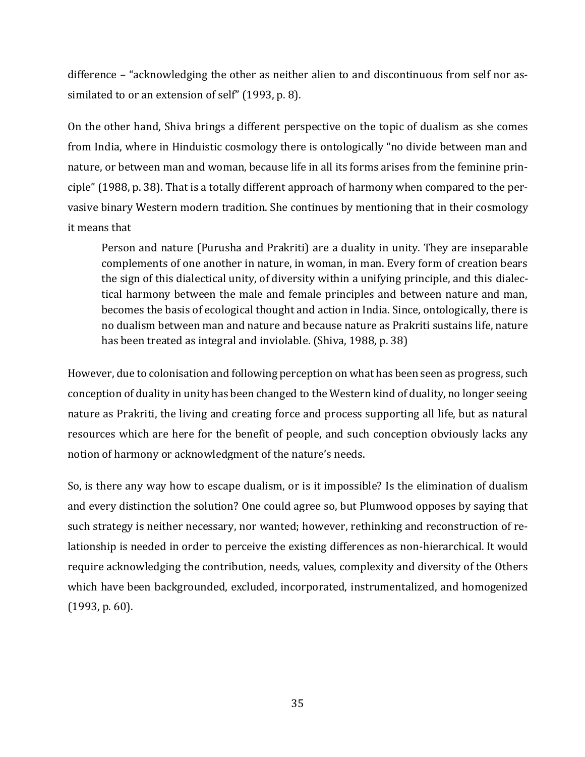difference – "acknowledging the other as neither alien to and discontinuous from self nor assimilated to or an extension of self" (1993, p. 8).

On the other hand, Shiva brings a different perspective on the topic of dualism as she comes from India, where in Hinduistic cosmology there is ontologically "no divide between man and nature, or between man and woman, because life in all its forms arises from the feminine principle" (1988, p. 38). That is a totally different approach of harmony when compared to the pervasive binary Western modern tradition. She continues by mentioning that in their cosmology it means that

> Person and nature (Purusha and Prakriti) are a duality in unity. They are inseparable complements of one another in nature, in woman, in man. Every form of creation bears the sign of this dialectical unity, of diversity within a unifying principle, and this dialectical harmony between the male and female principles and between nature and man, becomes the basis of ecological thought and action in India. Since, ontologically, there is no dualism between man and nature and because nature as Prakriti sustains life, nature has been treated as integral and inviolable. (Shiva, 1988, p. 38)

However, due to colonisation and following perception on what has been seen as progress, such conception of duality in unity has been changed to the Western kind of duality, no longer seeing nature as Prakriti, the living and creating force and process supporting all life, but as natural resources which are here for the benefit of people, and such conception obviously lacks any notion of harmony or acknowledgment of the nature's needs.

So, is there any way how to escape dualism, or is it impossible? Is the elimination of dualism and every distinction the solution? One could agree so, but Plumwood opposes by saying that such strategy is neither necessary, nor wanted; however, rethinking and reconstruction of relationship is needed in order to perceive the existing differences as non-hierarchical. It would require acknowledging the contribution, needs, values, complexity and diversity of the Others which have been backgrounded, excluded, incorporated, instrumentalized, and homogenized (1993, p. 60).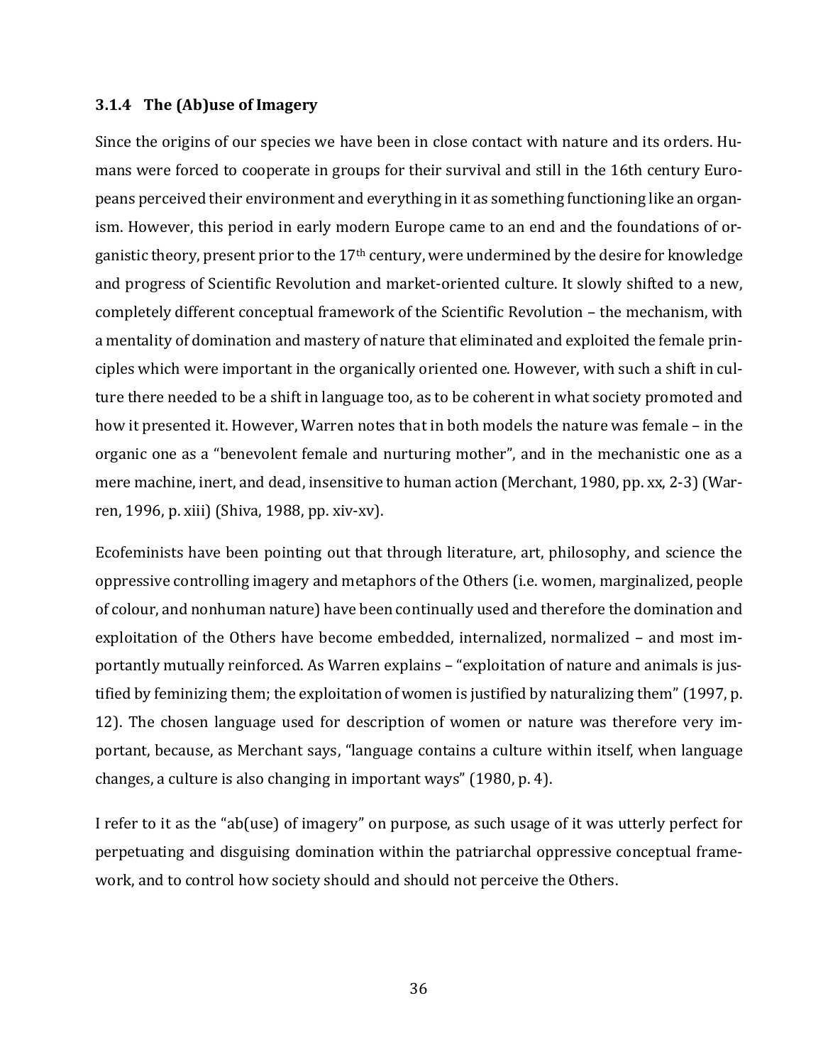### 3.1.4 The (Ab)use of Imagery

Since the origins of our species we have been in close contact with nature and its orders. Humans were forced to cooperate in groups for their survival and still in the 16th century Europeans perceived their environment and everything in it as something functioning like an organism. However, this period in early modern Europe came to an end and the foundations of organistic theory, present prior to the 17th century, were undermined by the desire for knowledge and progress of Scientific Revolution and market-oriented culture. It slowly shifted to a new, completely different conceptual framework of the Scientific Revolution – the mechanism, with a mentality of domination and mastery of nature that eliminated and exploited the female principles which were important in the organically oriented one. However, with such a shift in culture there needed to be a shift in language too, as to be coherent in what society promoted and how it presented it. However, Warren notes that in both models the nature was female – in the organic one as a "benevolent female and nurturing mother", and in the mechanistic one as a mere machine, inert, and dead, insensitive to human action (Merchant, 1980, pp. xx, 2-3) (Warren, 1996, p. xiii) (Shiva, 1988, pp. xiv-xv).

Ecofeminists have been pointing out that through literature, art, philosophy, and science the oppressive controlling imagery and metaphors of the Others (i.e. women, marginalized, people of colour, and nonhuman nature) have been continually used and therefore the domination and exploitation of the Others have become embedded, internalized, normalized – and most importantly mutually reinforced. As Warren explains – "exploitation of nature and animals is justified by feminizing them; the exploitation of women is justified by naturalizing them" (1997, p. 12). The chosen language used for description of women or nature was therefore very important, because, as Merchant says, "language contains a culture within itself, when language changes, a culture is also changing in important ways" (1980, p. 4).

I refer to it as the "ab(use) of imagery" on purpose, as such usage of it was utterly perfect for perpetuating and disguising domination within the patriarchal oppressive conceptual framework, and to control how society should and should not perceive the Others.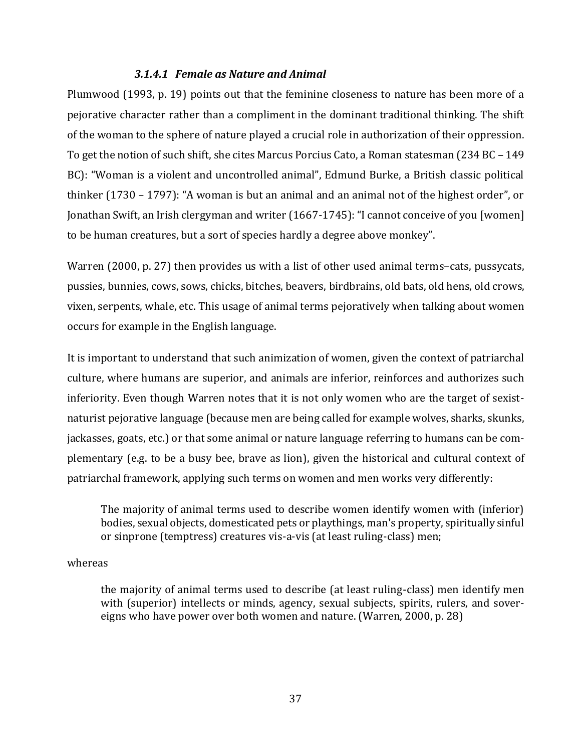#### *3.1.4.1 Female as Nature and Animal*

Plumwood (1993, p. 19) points out that the feminine closeness to nature has been more of a pejorative character rather than a compliment in the dominant traditional thinking. The shift of the woman to the sphere of nature played a crucial role in authorization of their oppression. To get the notion of such shift, she cites Marcus Porcius Cato, a Roman statesman (234 BC – 149 BC): "Woman is a violent and uncontrolled animal", Edmund Burke, a British classic political thinker (1730 – 1797): "A woman is but an animal and an animal not of the highest order", or Jonathan Swift, an Irish clergyman and writer (1667-1745): "I cannot conceive of you [women] to be human creatures, but a sort of species hardly a degree above monkey".

Warren (2000, p. 27) then provides us with a list of other used animal terms–cats, pussycats, pussies, bunnies, cows, sows, chicks, bitches, beavers, birdbrains, old bats, old hens, old crows, vixen, serpents, whale, etc. This usage of animal terms pejoratively when talking about women occurs for example in the English language.

It is important to understand that such animization of women, given the context of patriarchal culture, where humans are superior, and animals are inferior, reinforces and authorizes such inferiority. Even though Warren notes that it is not only women who are the target of sexist-naturist pejorative language (because men are being called for example wolves, sharks, skunks, jackasses, goats, etc.) or that some animal or nature language referring to humans can be complementary (e.g. to be a busy bee, brave as lion), given the historical and cultural context of patriarchal framework, applying such terms on women and men works very differently:

> The majority of animal terms used to describe women identify women with (inferior) bodies, sexual objects, domesticated pets or playthings, man's property, spiritually sinful or sinprone (temptress) creatures vis-a-vis (at least ruling-class) men;

whereas

> the majority of animal terms used to describe (at least ruling-class) men identify men with (superior) intellects or minds, agency, sexual subjects, spirits, rulers, and sovereigns who have power over both women and nature. (Warren, 2000, p. 28)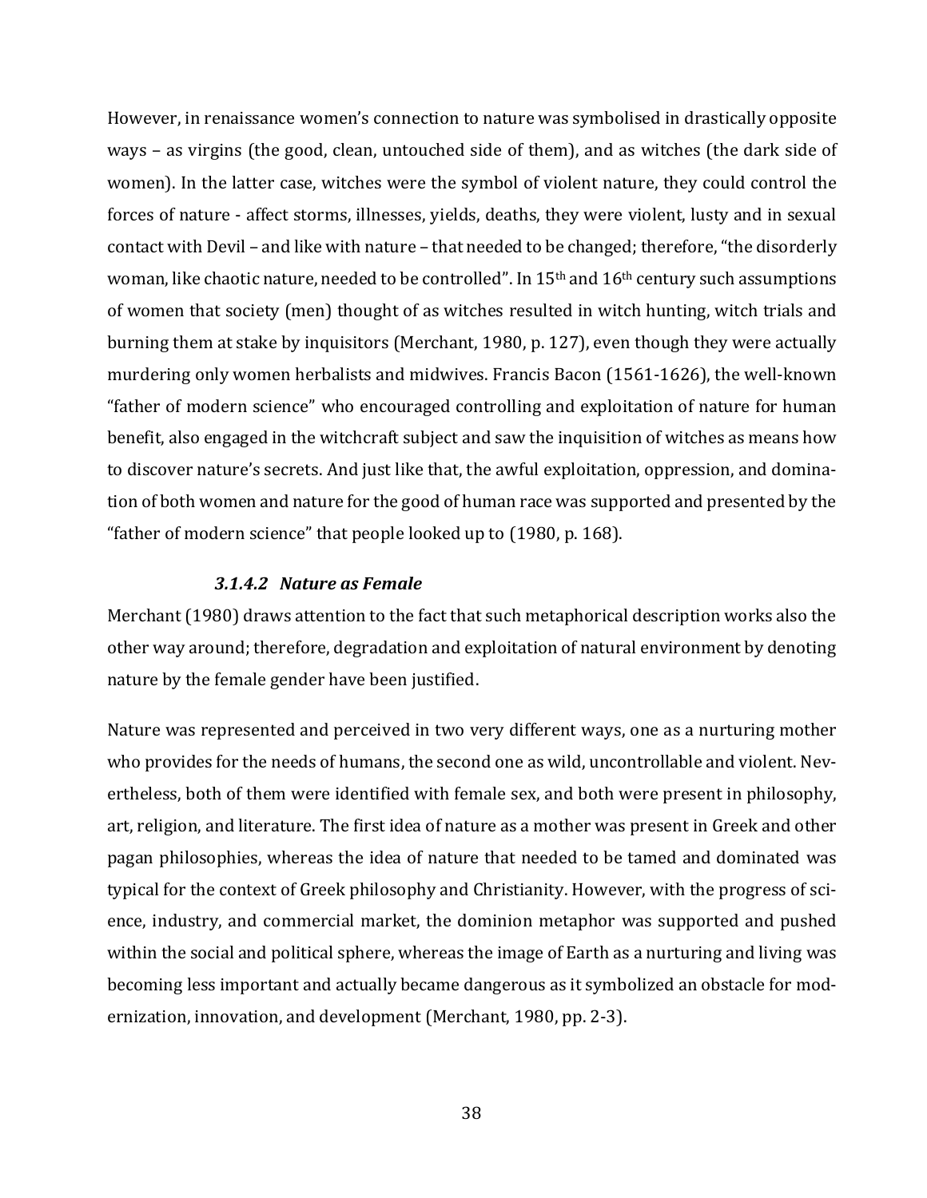However, in renaissance women's connection to nature was symbolised in drastically opposite ways – as virgins (the good, clean, untouched side of them), and as witches (the dark side of women). In the latter case, witches were the symbol of violent nature, they could control the forces of nature - affect storms, illnesses, yields, deaths, they were violent, lusty and in sexual contact with Devil – and like with nature – that needed to be changed; therefore, "the disorderly woman, like chaotic nature, needed to be controlled". In 15th and 16th century such assumptions of women that society (men) thought of as witches resulted in witch hunting, witch trials and burning them at stake by inquisitors (Merchant, 1980, p. 127), even though they were actually murdering only women herbalists and midwives. Francis Bacon (1561-1626), the well-known "father of modern science" who encouraged controlling and exploitation of nature for human benefit, also engaged in the witchcraft subject and saw the inquisition of witches as means how to discover nature's secrets. And just like that, the awful exploitation, oppression, and domination of both women and nature for the good of human race was supported and presented by the "father of modern science" that people looked up to (1980, p. 168).

#### *3.1.4.2 Nature as Female*

Merchant (1980) draws attention to the fact that such metaphorical description works also the other way around; therefore, degradation and exploitation of natural environment by denoting nature by the female gender have been justified.

Nature was represented and perceived in two very different ways, one as a nurturing mother who provides for the needs of humans, the second one as wild, uncontrollable and violent. Nevertheless, both of them were identified with female sex, and both were present in philosophy, art, religion, and literature. The first idea of nature as a mother was present in Greek and other pagan philosophies, whereas the idea of nature that needed to be tamed and dominated was typical for the context of Greek philosophy and Christianity. However, with the progress of science, industry, and commercial market, the dominion metaphor was supported and pushed within the social and political sphere, whereas the image of Earth as a nurturing and living was becoming less important and actually became dangerous as it symbolized an obstacle for modernization, innovation, and development (Merchant, 1980, pp. 2-3).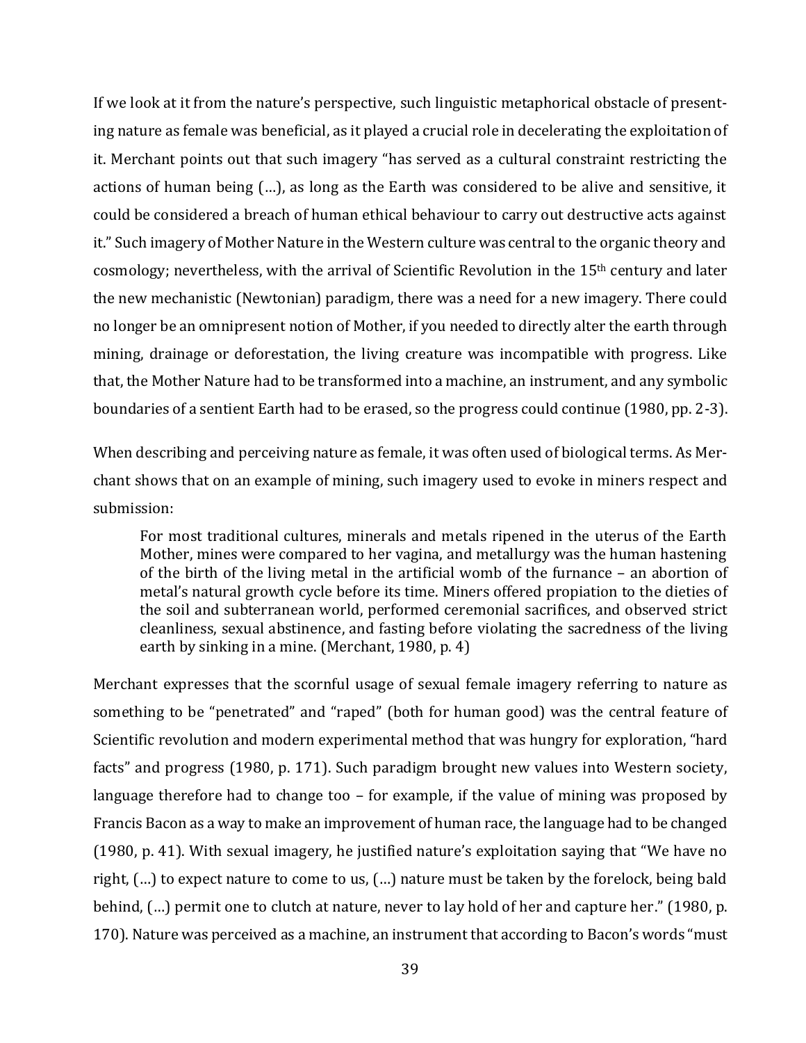If we look at it from the nature's perspective, such linguistic metaphorical obstacle of presenting nature as female was beneficial, as it played a crucial role in decelerating the exploitation of it. Merchant points out that such imagery "has served as a cultural constraint restricting the actions of human being (…), as long as the Earth was considered to be alive and sensitive, it could be considered a breach of human ethical behaviour to carry out destructive acts against it." Such imagery of Mother Nature in the Western culture was central to the organic theory and cosmology; nevertheless, with the arrival of Scientific Revolution in the 15th century and later the new mechanistic (Newtonian) paradigm, there was a need for a new imagery. There could no longer be an omnipresent notion of Mother, if you needed to directly alter the earth through mining, drainage or deforestation, the living creature was incompatible with progress. Like that, the Mother Nature had to be transformed into a machine, an instrument, and any symbolic boundaries of a sentient Earth had to be erased, so the progress could continue (1980, pp. 2-3).

When describing and perceiving nature as female, it was often used of biological terms. As Merchant shows that on an example of mining, such imagery used to evoke in miners respect and submission:

> For most traditional cultures, minerals and metals ripened in the uterus of the Earth Mother, mines were compared to her vagina, and metallurgy was the human hastening of the birth of the living metal in the artificial womb of the furnance – an abortion of metal's natural growth cycle before its time. Miners offered propiation to the dieties of the soil and subterranean world, performed ceremonial sacrifices, and observed strict cleanliness, sexual abstinence, and fasting before violating the sacredness of the living earth by sinking in a mine. (Merchant, 1980, p. 4)

Merchant expresses that the scornful usage of sexual female imagery referring to nature as something to be "penetrated" and "raped" (both for human good) was the central feature of Scientific revolution and modern experimental method that was hungry for exploration, "hard facts" and progress (1980, p. 171). Such paradigm brought new values into Western society, language therefore had to change too – for example, if the value of mining was proposed by Francis Bacon as a way to make an improvement of human race, the language had to be changed (1980, p. 41). With sexual imagery, he justified nature's exploitation saying that "We have no right, (…) to expect nature to come to us, (…) nature must be taken by the forelock, being bald behind, (…) permit one to clutch at nature, never to lay hold of her and capture her." (1980, p. 170). Nature was perceived as a machine, an instrument that according to Bacon's words "must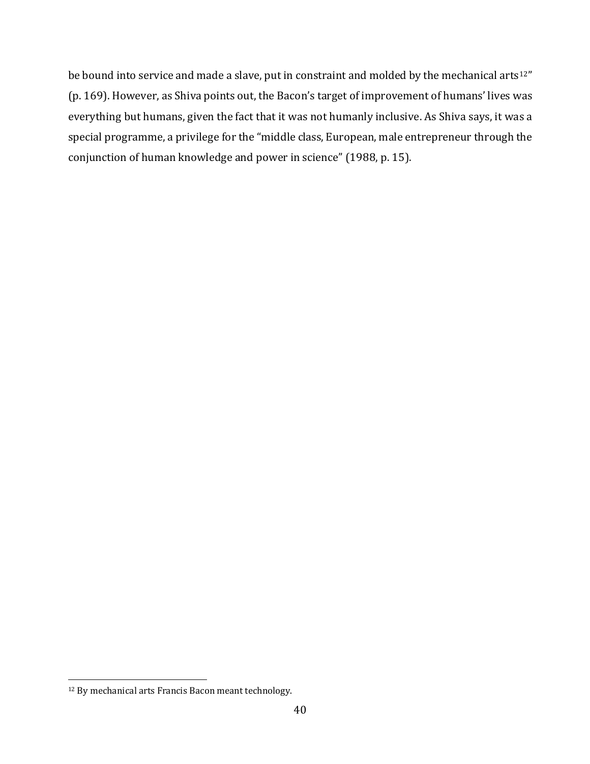be bound into service and made a slave, put in constraint and molded by the mechanical arts[12]" (p. 169). However, as Shiva points out, the Bacon's target of improvement of humans' lives was everything but humans, given the fact that it was not humanly inclusive. As Shiva says, it was a special programme, a privilege for the "middle class, European, male entrepreneur through the conjunction of human knowledge and power in science" (1988, p. 15).

[12] By mechanical arts Francis Bacon meant technology.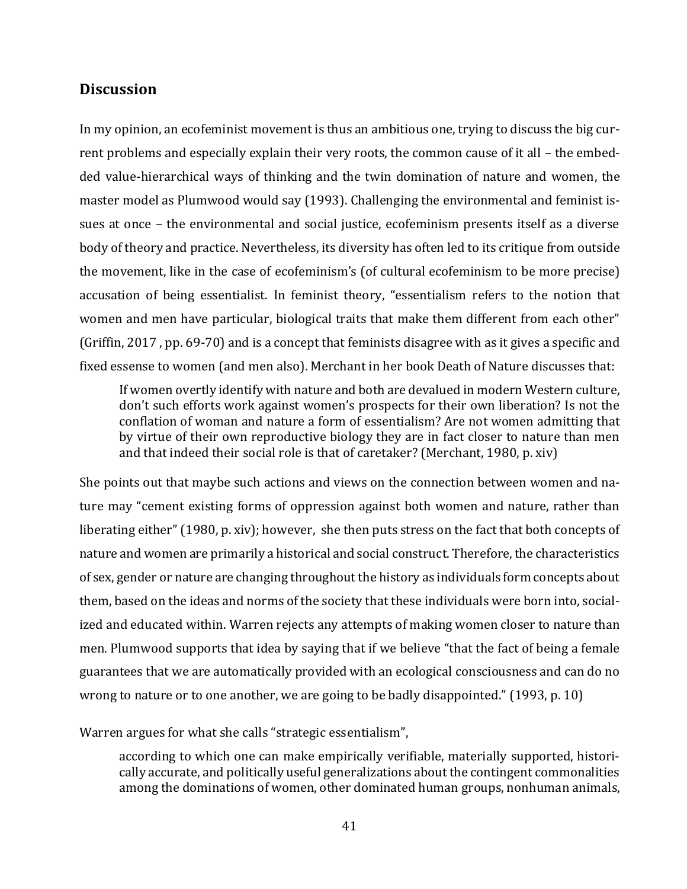## Discussion

In my opinion, an ecofeminist movement is thus an ambitious one, trying to discuss the big current problems and especially explain their very roots, the common cause of it all – the embedded value-hierarchical ways of thinking and the twin domination of nature and women, the master model as Plumwood would say (1993). Challenging the environmental and feminist issues at once – the environmental and social justice, ecofeminism presents itself as a diverse body of theory and practice. Nevertheless, its diversity has often led to its critique from outside the movement, like in the case of ecofeminism's (of cultural ecofeminism to be more precise) accusation of being essentialist. In feminist theory, "essentialism refers to the notion that women and men have particular, biological traits that make them different from each other" (Griffin, 2017 , pp. 69-70) and is a concept that feminists disagree with as it gives a specific and fixed essense to women (and men also). Merchant in her book Death of Nature discusses that:

> If women overtly identify with nature and both are devalued in modern Western culture, don't such efforts work against women's prospects for their own liberation? Is not the conflation of woman and nature a form of essentialism? Are not women admitting that by virtue of their own reproductive biology they are in fact closer to nature than men and that indeed their social role is that of caretaker? (Merchant, 1980, p. xiv)

She points out that maybe such actions and views on the connection between women and nature may "cement existing forms of oppression against both women and nature, rather than liberating either" (1980, p. xiv); however, she then puts stress on the fact that both concepts of nature and women are primarily a historical and social construct. Therefore, the characteristics of sex, gender or nature are changing throughout the history as individuals form concepts about them, based on the ideas and norms of the society that these individuals were born into, socialized and educated within. Warren rejects any attempts of making women closer to nature than men. Plumwood supports that idea by saying that if we believe "that the fact of being a female guarantees that we are automatically provided with an ecological consciousness and can do no wrong to nature or to one another, we are going to be badly disappointed." (1993, p. 10)

Warren argues for what she calls "strategic essentialism",

> according to which one can make empirically verifiable, materially supported, historically accurate, and politically useful generalizations about the contingent commonalities among the dominations of women, other dominated human groups, nonhuman animals,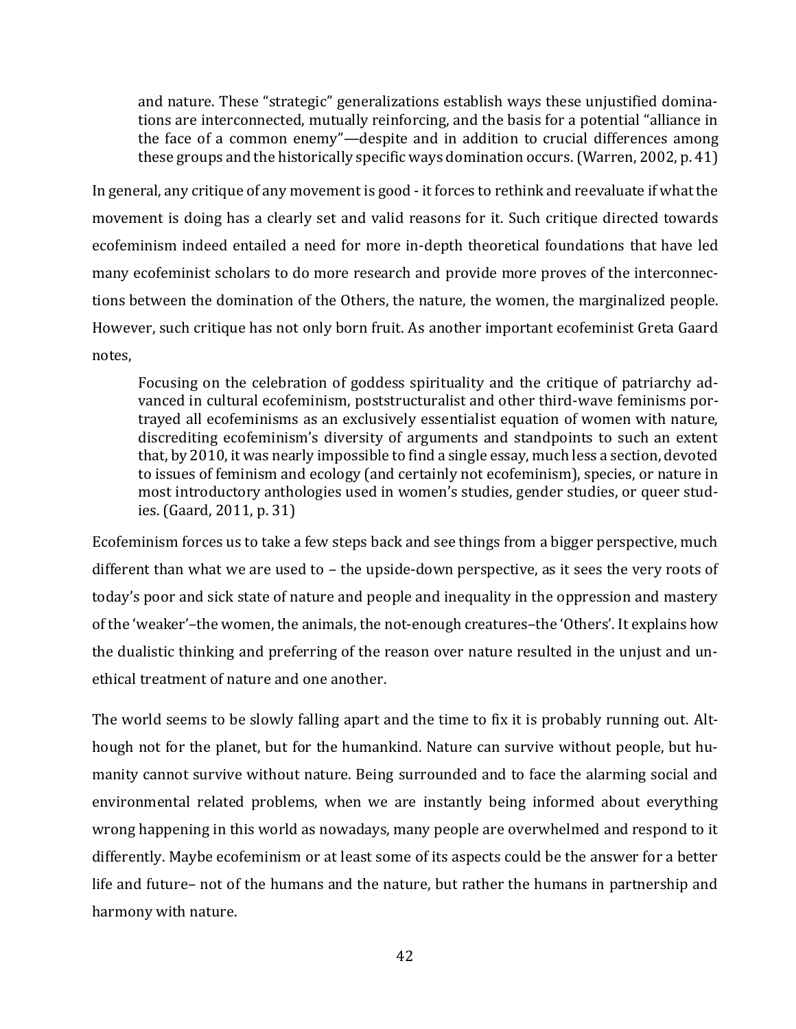> and nature. These "strategic" generalizations establish ways these unjustified dominations are interconnected, mutually reinforcing, and the basis for a potential "alliance in the face of a common enemy"—despite and in addition to crucial differences among these groups and the historically specific ways domination occurs. (Warren, 2002, p. 41)

In general, any critique of any movement is good - it forces to rethink and reevaluate if what the movement is doing has a clearly set and valid reasons for it. Such critique directed towards ecofeminism indeed entailed a need for more in-depth theoretical foundations that have led many ecofeminist scholars to do more research and provide more proves of the interconnections between the domination of the Others, the nature, the women, the marginalized people. However, such critique has not only born fruit. As another important ecofeminist Greta Gaard notes,

> Focusing on the celebration of goddess spirituality and the critique of patriarchy advanced in cultural ecofeminism, poststructuralist and other third-wave feminisms portrayed all ecofeminisms as an exclusively essentialist equation of women with nature, discrediting ecofeminism's diversity of arguments and standpoints to such an extent that, by 2010, it was nearly impossible to find a single essay, much less a section, devoted to issues of feminism and ecology (and certainly not ecofeminism), species, or nature in most introductory anthologies used in women's studies, gender studies, or queer studies. (Gaard, 2011, p. 31)

Ecofeminism forces us to take a few steps back and see things from a bigger perspective, much different than what we are used to – the upside-down perspective, as it sees the very roots of today's poor and sick state of nature and people and inequality in the oppression and mastery of the 'weaker'–the women, the animals, the not-enough creatures–the 'Others'. It explains how the dualistic thinking and preferring of the reason over nature resulted in the unjust and unethical treatment of nature and one another.

The world seems to be slowly falling apart and the time to fix it is probably running out. Although not for the planet, but for the humankind. Nature can survive without people, but humanity cannot survive without nature. Being surrounded and to face the alarming social and environmental related problems, when we are instantly being informed about everything wrong happening in this world as nowadays, many people are overwhelmed and respond to it differently. Maybe ecofeminism or at least some of its aspects could be the answer for a better life and future– not of the humans and the nature, but rather the humans in partnership and harmony with nature.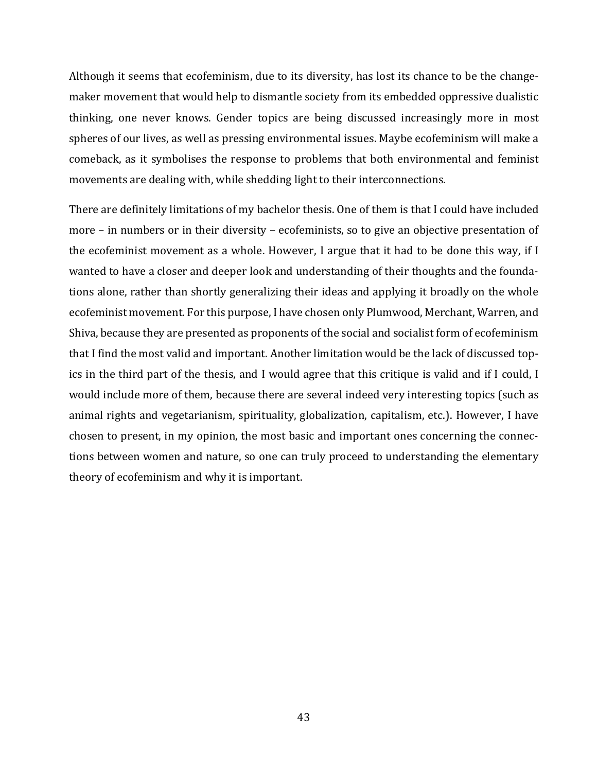Although it seems that ecofeminism, due to its diversity, has lost its chance to be the change-maker movement that would help to dismantle society from its embedded oppressive dualistic thinking, one never knows. Gender topics are being discussed increasingly more in most spheres of our lives, as well as pressing environmental issues. Maybe ecofeminism will make a comeback, as it symbolises the response to problems that both environmental and feminist movements are dealing with, while shedding light to their interconnections.

There are definitely limitations of my bachelor thesis. One of them is that I could have included more – in numbers or in their diversity – ecofeminists, so to give an objective presentation of the ecofeminist movement as a whole. However, I argue that it had to be done this way, if I wanted to have a closer and deeper look and understanding of their thoughts and the foundations alone, rather than shortly generalizing their ideas and applying it broadly on the whole ecofeminist movement. For this purpose, I have chosen only Plumwood, Merchant, Warren, and Shiva, because they are presented as proponents of the social and socialist form of ecofeminism that I find the most valid and important. Another limitation would be the lack of discussed topics in the third part of the thesis, and I would agree that this critique is valid and if I could, I would include more of them, because there are several indeed very interesting topics (such as animal rights and vegetarianism, spirituality, globalization, capitalism, etc.). However, I have chosen to present, in my opinion, the most basic and important ones concerning the connections between women and nature, so one can truly proceed to understanding the elementary theory of ecofeminism and why it is important.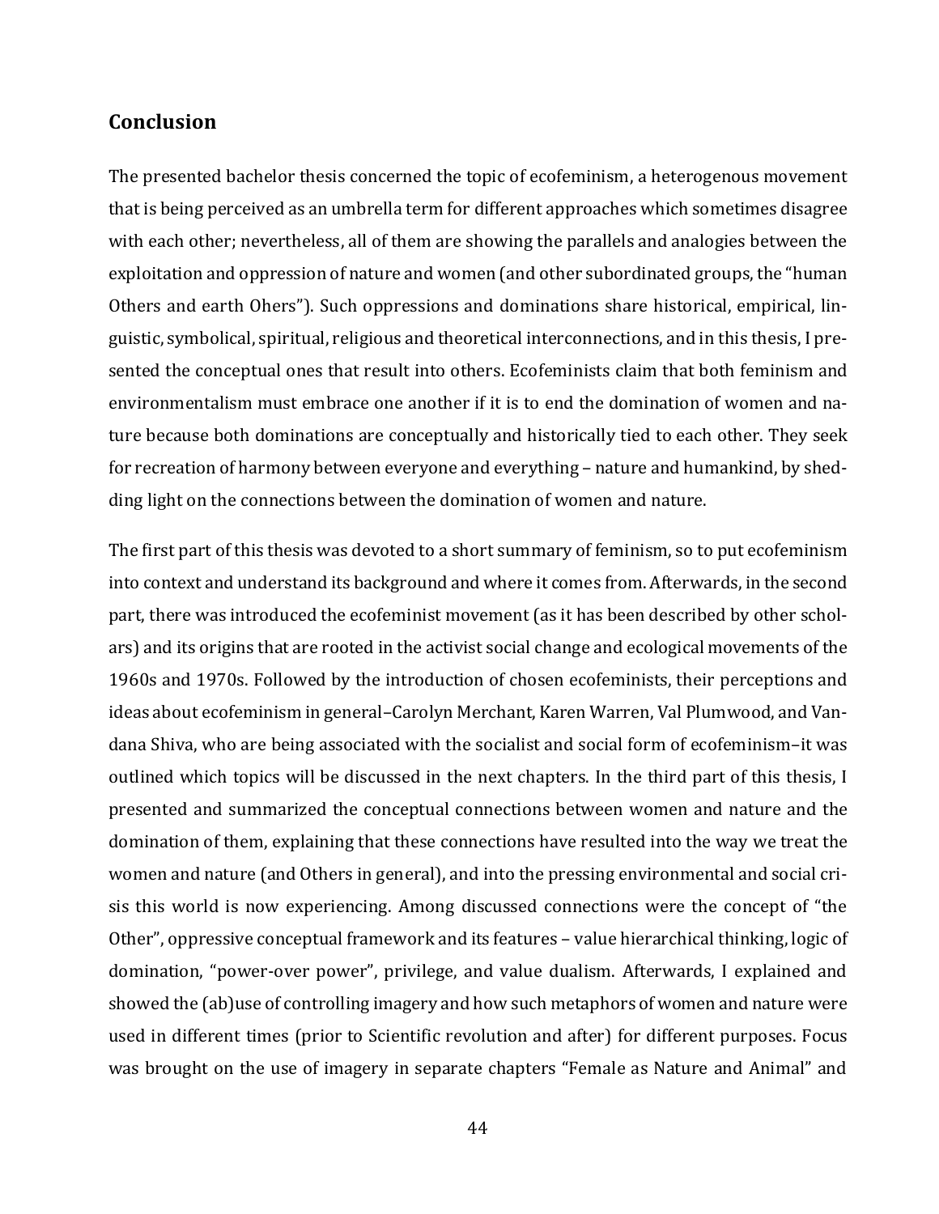## Conclusion

The presented bachelor thesis concerned the topic of ecofeminism, a heterogenous movement that is being perceived as an umbrella term for different approaches which sometimes disagree with each other; nevertheless, all of them are showing the parallels and analogies between the exploitation and oppression of nature and women (and other subordinated groups, the "human Others and earth Ohers"). Such oppressions and dominations share historical, empirical, linguistic, symbolical, spiritual, religious and theoretical interconnections, and in this thesis, I presented the conceptual ones that result into others. Ecofeminists claim that both feminism and environmentalism must embrace one another if it is to end the domination of women and nature because both dominations are conceptually and historically tied to each other. They seek for recreation of harmony between everyone and everything – nature and humankind, by shedding light on the connections between the domination of women and nature.

The first part of this thesis was devoted to a short summary of feminism, so to put ecofeminism into context and understand its background and where it comes from. Afterwards, in the second part, there was introduced the ecofeminist movement (as it has been described by other scholars) and its origins that are rooted in the activist social change and ecological movements of the 1960s and 1970s. Followed by the introduction of chosen ecofeminists, their perceptions and ideas about ecofeminism in general–Carolyn Merchant, Karen Warren, Val Plumwood, and Vandana Shiva, who are being associated with the socialist and social form of ecofeminism–it was outlined which topics will be discussed in the next chapters. In the third part of this thesis, I presented and summarized the conceptual connections between women and nature and the domination of them, explaining that these connections have resulted into the way we treat the women and nature (and Others in general), and into the pressing environmental and social crisis this world is now experiencing. Among discussed connections were the concept of "the Other", oppressive conceptual framework and its features – value hierarchical thinking, logic of domination, "power-over power", privilege, and value dualism. Afterwards, I explained and showed the (ab)use of controlling imagery and how such metaphors of women and nature were used in different times (prior to Scientific revolution and after) for different purposes. Focus was brought on the use of imagery in separate chapters "Female as Nature and Animal" and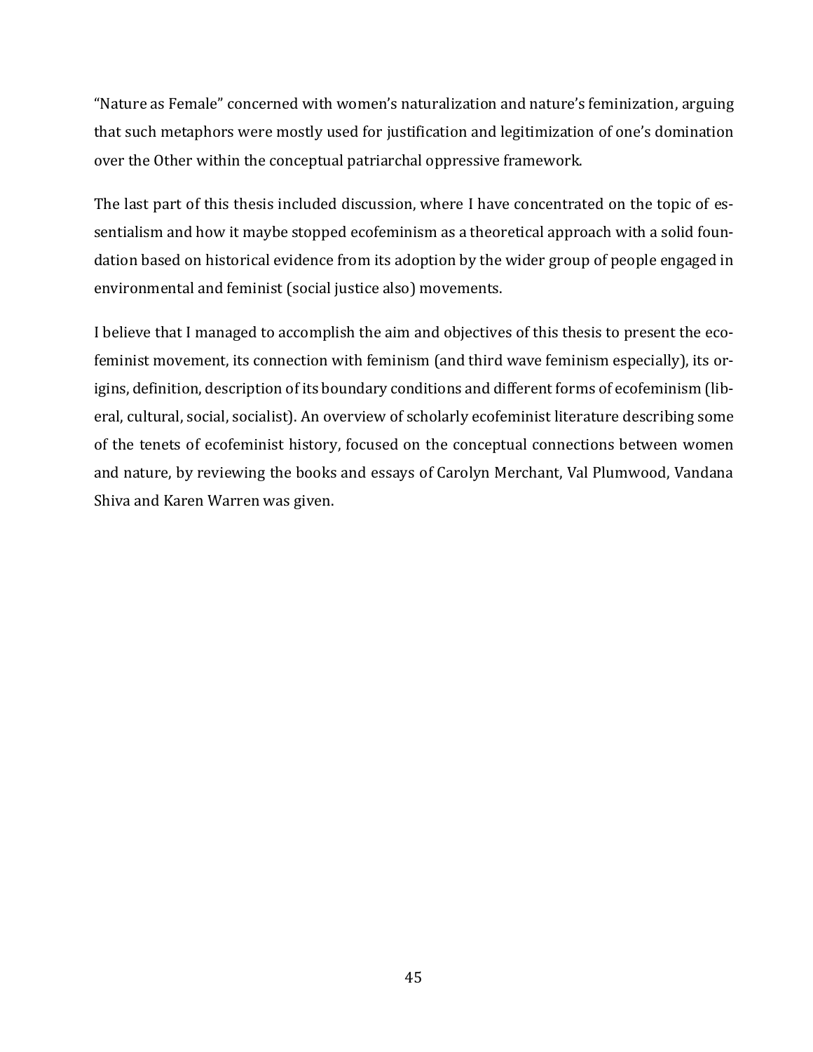"Nature as Female" concerned with women's naturalization and nature's feminization, arguing that such metaphors were mostly used for justification and legitimization of one's domination over the Other within the conceptual patriarchal oppressive framework.

The last part of this thesis included discussion, where I have concentrated on the topic of essentialism and how it maybe stopped ecofeminism as a theoretical approach with a solid foundation based on historical evidence from its adoption by the wider group of people engaged in environmental and feminist (social justice also) movements.

I believe that I managed to accomplish the aim and objectives of this thesis to present the ecofeminist movement, its connection with feminism (and third wave feminism especially), its origins, definition, description of its boundary conditions and different forms of ecofeminism (liberal, cultural, social, socialist). An overview of scholarly ecofeminist literature describing some of the tenets of ecofeminist history, focused on the conceptual connections between women and nature, by reviewing the books and essays of Carolyn Merchant, Val Plumwood, Vandana Shiva and Karen Warren was given.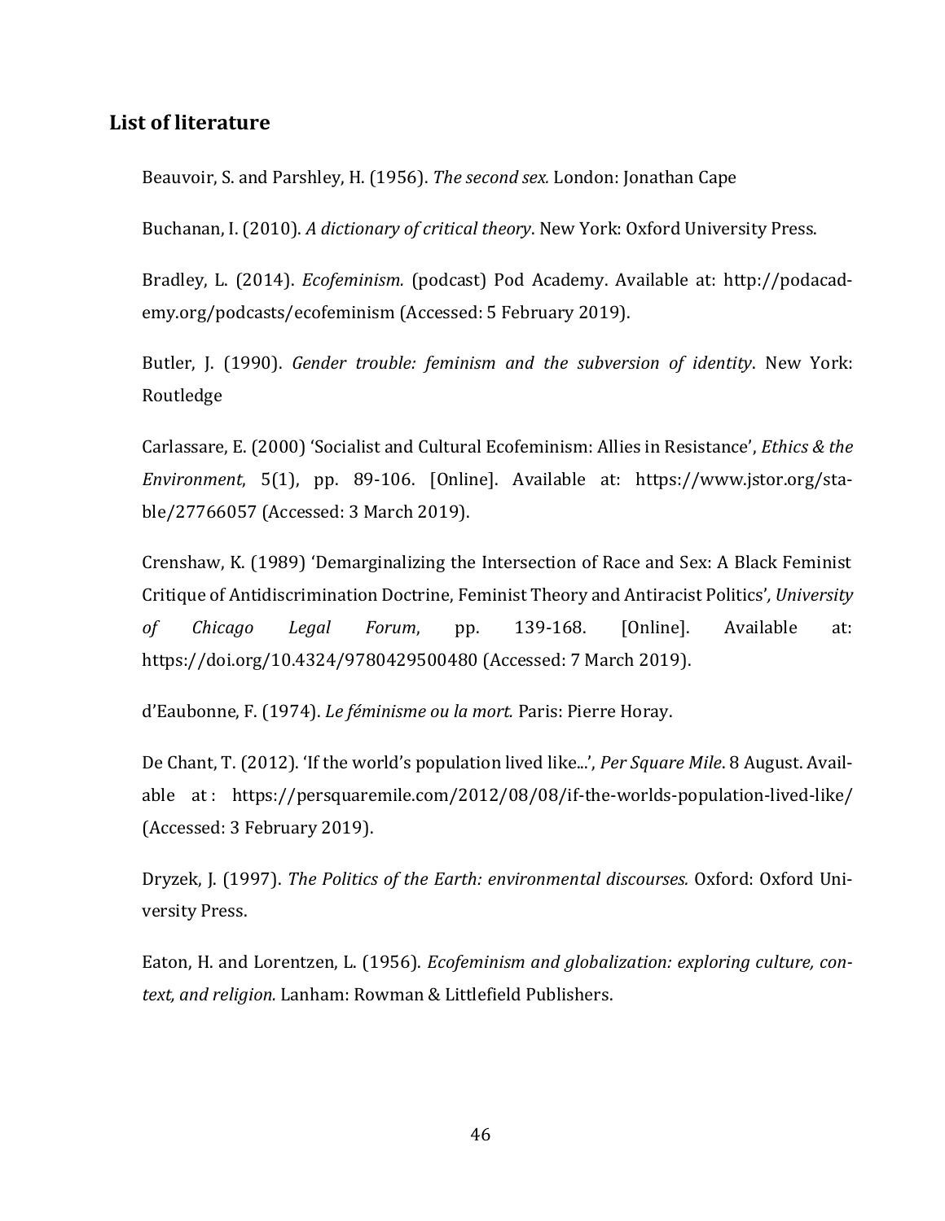## List of literature

Beauvoir, S. and Parshley, H. (1956). *The second sex.* London: Jonathan Cape

Buchanan, I. (2010). *A dictionary of critical theory*. New York: Oxford University Press.

Bradley, L. (2014). *Ecofeminism.* (podcast) Pod Academy. Available at: http://podacademy.org/podcasts/ecofeminism (Accessed: 5 February 2019).

Butler, J. (1990). *Gender trouble: feminism and the subversion of identity*. New York: Routledge

Carlassare, E. (2000) 'Socialist and Cultural Ecofeminism: Allies in Resistance', *Ethics & the Environment*, 5(1), pp. 89-106. [Online]. Available at: https://www.jstor.org/stable/27766057 (Accessed: 3 March 2019).

Crenshaw, K. (1989) 'Demarginalizing the Intersection of Race and Sex: A Black Feminist Critique of Antidiscrimination Doctrine, Feminist Theory and Antiracist Politics', *University of Chicago Legal Forum*, pp. 139-168. [Online]. Available at: https://doi.org/10.4324/9780429500480 (Accessed: 7 March 2019).

d'Eaubonne, F. (1974). *Le féminisme ou la mort.* Paris: Pierre Horay.

De Chant, T. (2012). 'If the world's population lived like...', *Per Square Mile*. 8 August. Available at : https://persquaremile.com/2012/08/08/if-the-worlds-population-lived-like/ (Accessed: 3 February 2019).

Dryzek, J. (1997). *The Politics of the Earth: environmental discourses.* Oxford: Oxford University Press.

Eaton, H. and Lorentzen, L. (1956). *Ecofeminism and globalization: exploring culture, context, and religion.* Lanham: Rowman & Littlefield Publishers.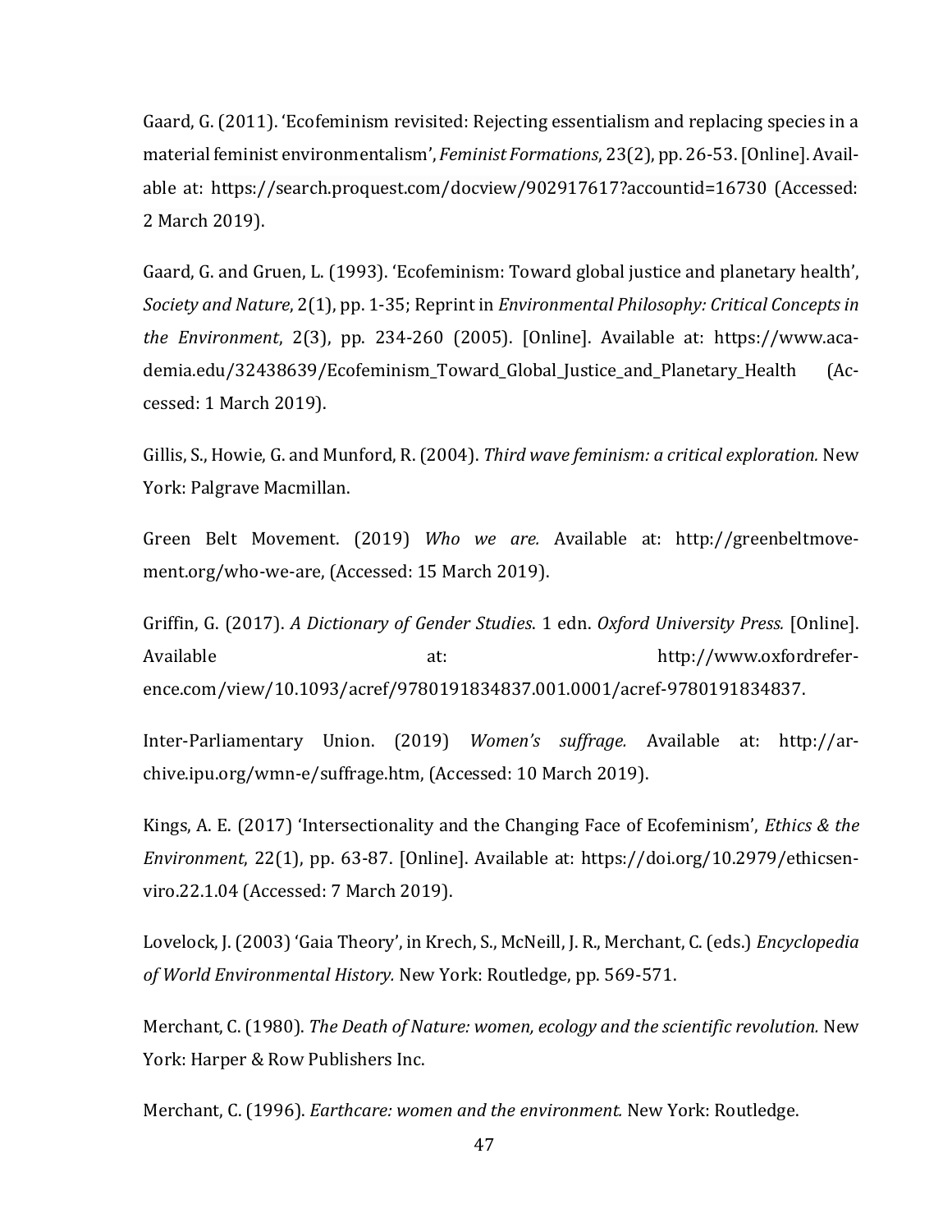Gaard, G. (2011). 'Ecofeminism revisited: Rejecting essentialism and replacing species in a material feminist environmentalism', *Feminist Formations*, 23(2), pp. 26-53. [Online]. Available at: https://search.proquest.com/docview/902917617?accountid=16730 (Accessed: 2 March 2019).

Gaard, G. and Gruen, L. (1993). 'Ecofeminism: Toward global justice and planetary health', *Society and Nature*, 2(1), pp. 1-35; Reprint in *Environmental Philosophy: Critical Concepts in the Environment*, 2(3), pp. 234-260 (2005). [Online]. Available at: https://www.academia.edu/32438639/Ecofeminism_Toward_Global_Justice_and_Planetary_Health (Accessed: 1 March 2019).

Gillis, S., Howie, G. and Munford, R. (2004). *Third wave feminism: a critical exploration.* New York: Palgrave Macmillan.

Green Belt Movement. (2019) *Who we are.* Available at: http://greenbeltmovement.org/who-we-are, (Accessed: 15 March 2019).

Griffin, G. (2017). *A Dictionary of Gender Studies*. 1 edn. *Oxford University Press.* [Online]. Available at: http://www.oxfordreference.com/view/10.1093/acref/9780191834837.001.0001/acref-9780191834837.

Inter-Parliamentary Union. (2019) *Women's suffrage.* Available at: http://archive.ipu.org/wmn-e/suffrage.htm, (Accessed: 10 March 2019).

Kings, A. E. (2017) 'Intersectionality and the Changing Face of Ecofeminism', *Ethics & the Environment*, 22(1), pp. 63-87. [Online]. Available at: https://doi.org/10.2979/ethicsenviro.22.1.04 (Accessed: 7 March 2019).

Lovelock, J. (2003) 'Gaia Theory', in Krech, S., McNeill, J. R., Merchant, C. (eds.) *Encyclopedia of World Environmental History.* New York: Routledge, pp. 569-571.

Merchant, C. (1980). *The Death of Nature: women, ecology and the scientific revolution.* New York: Harper & Row Publishers Inc.

Merchant, C. (1996). *Earthcare: women and the environment.* New York: Routledge.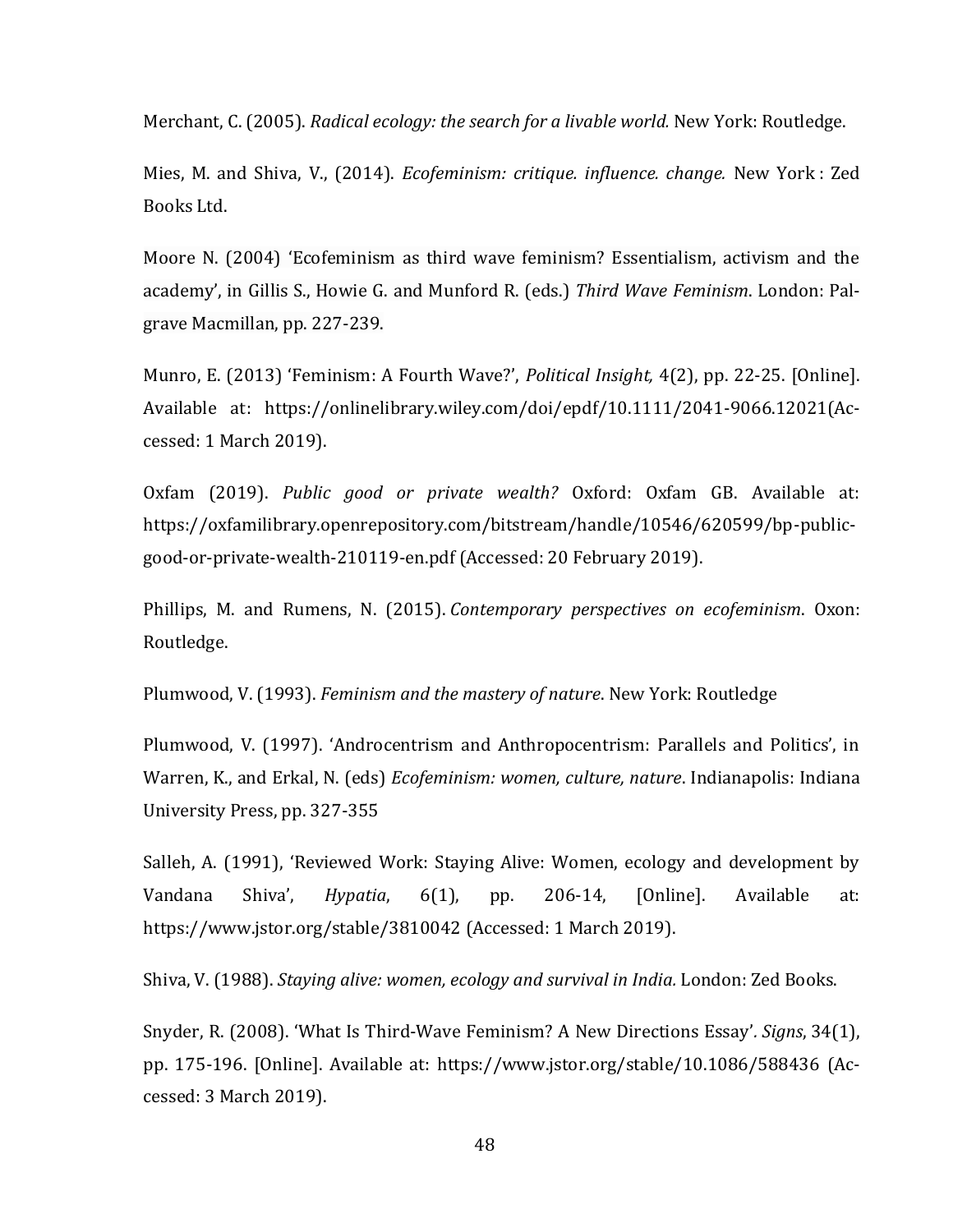Merchant, C. (2005). *Radical ecology: the search for a livable world.* New York: Routledge.

Mies, M. and Shiva, V., (2014). *Ecofeminism: critique. influence. change.* New York : Zed Books Ltd.

Moore N. (2004) 'Ecofeminism as third wave feminism? Essentialism, activism and the academy', in Gillis S., Howie G. and Munford R. (eds.) *Third Wave Feminism*. London: Palgrave Macmillan, pp. 227-239.

Munro, E. (2013) 'Feminism: A Fourth Wave?', *Political Insight,* 4(2), pp. 22-25. [Online]. Available at: https://onlinelibrary.wiley.com/doi/epdf/10.1111/2041-9066.12021(Accessed: 1 March 2019).

Oxfam (2019). *Public good or private wealth?* Oxford: Oxfam GB. Available at: https://oxfamilibrary.openrepository.com/bitstream/handle/10546/620599/bp-public-good-or-private-wealth-210119-en.pdf (Accessed: 20 February 2019).

Phillips, M. and Rumens, N. (2015). *Contemporary perspectives on ecofeminism*. Oxon: Routledge.

Plumwood, V. (1993). *Feminism and the mastery of nature*. New York: Routledge

Plumwood, V. (1997). 'Androcentrism and Anthropocentrism: Parallels and Politics', in Warren, K., and Erkal, N. (eds) *Ecofeminism: women, culture, nature*. Indianapolis: Indiana University Press, pp. 327-355

Salleh, A. (1991), 'Reviewed Work: Staying Alive: Women, ecology and development by Vandana Shiva', *Hypatia*, 6(1), pp. 206-14, [Online]. Available at: https://www.jstor.org/stable/3810042 (Accessed: 1 March 2019).

Shiva, V. (1988). *Staying alive: women, ecology and survival in India.* London: Zed Books.

Snyder, R. (2008). 'What Is Third-Wave Feminism? A New Directions Essay'. *Signs*, 34(1), pp. 175-196. [Online]. Available at: https://www.jstor.org/stable/10.1086/588436 (Accessed: 3 March 2019).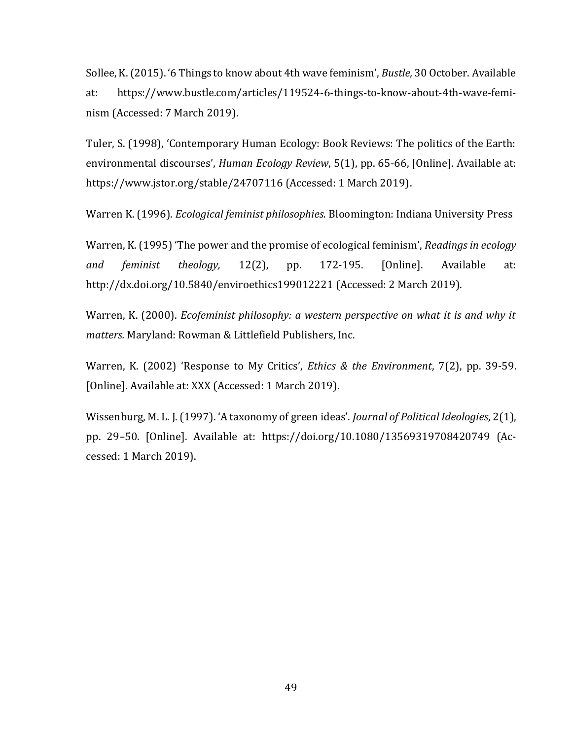Sollee, K. (2015). '6 Things to know about 4th wave feminism', *Bustle,* 30 October. Available at: https://www.bustle.com/articles/119524-6-things-to-know-about-4th-wave-feminism (Accessed: 7 March 2019).

Tuler, S. (1998), 'Contemporary Human Ecology: Book Reviews: The politics of the Earth: environmental discourses', *Human Ecology Review*, 5(1), pp. 65-66, [Online]. Available at: https://www.jstor.org/stable/24707116 (Accessed: 1 March 2019).

Warren K. (1996). *Ecological feminist philosophies.* Bloomington: Indiana University Press

Warren, K. (1995) 'The power and the promise of ecological feminism', *Readings in ecology and feminist theology,* 12(2), pp. 172-195. [Online]. Available at: http://dx.doi.org/10.5840/enviroethics199012221 (Accessed: 2 March 2019).

Warren, K. (2000). *Ecofeminist philosophy: a western perspective on what it is and why it matters.* Maryland: Rowman & Littlefield Publishers, Inc.

Warren, K. (2002) 'Response to My Critics', *Ethics & the Environment*, 7(2), pp. 39-59. [Online]. Available at: XXX (Accessed: 1 March 2019).

Wissenburg, M. L. J. (1997). 'A taxonomy of green ideas'. *Journal of Political Ideologies*, 2(1), pp. 29–50. [Online]. Available at: https://doi.org/10.1080/13569319708420749 (Accessed: 1 March 2019).